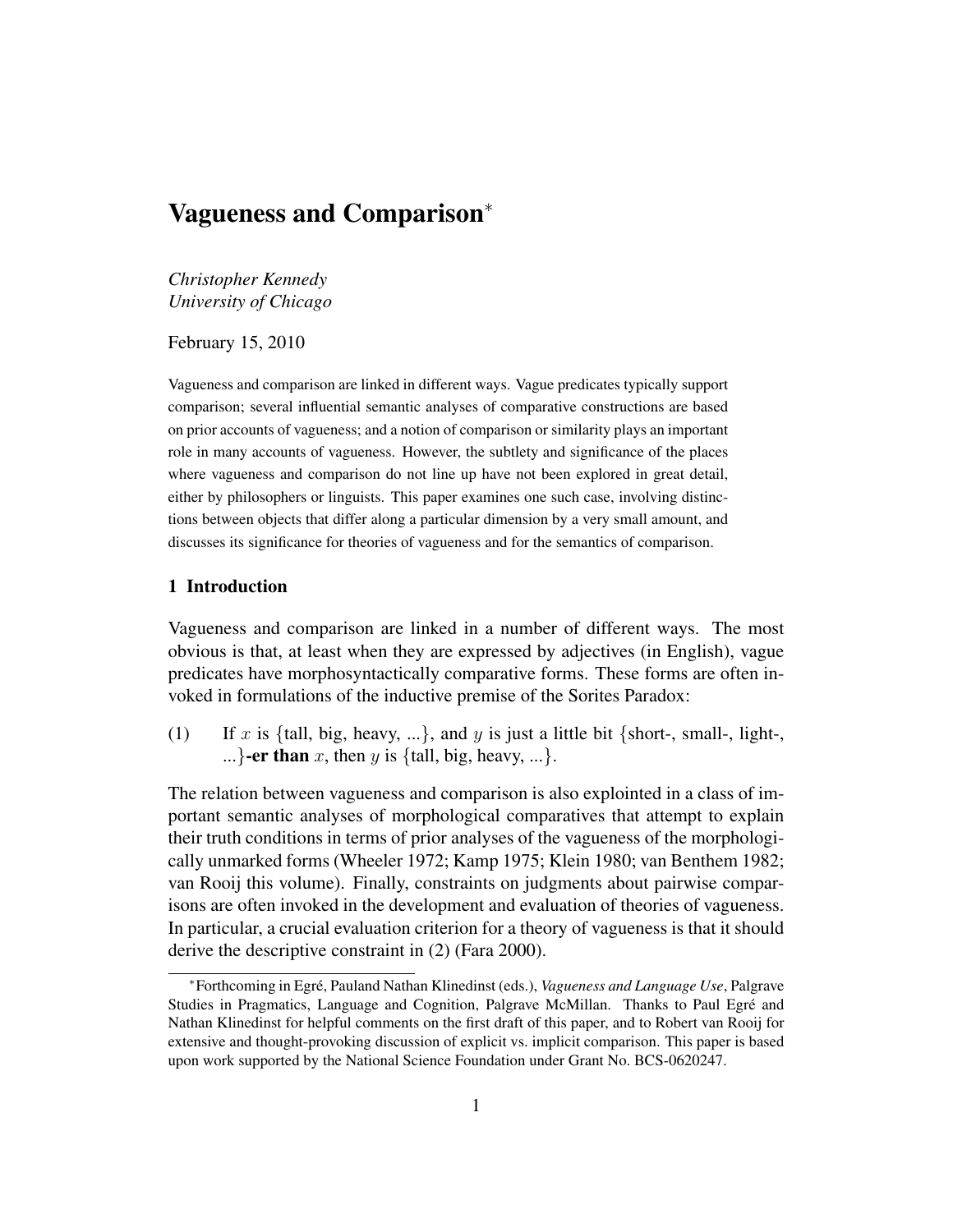# Vagueness and Comparison*

*Christopher Kennedy*
*University of Chicago*

February 15, 2010

Vagueness and comparison are linked in different ways. Vague predicates typically support comparison; several influential semantic analyses of comparative constructions are based on prior accounts of vagueness; and a notion of comparison or similarity plays an important role in many accounts of vagueness. However, the subtlety and significance of the places where vagueness and comparison do not line up have not been explored in great detail, either by philosophers or linguists. This paper examines one such case, involving distinctions between objects that differ along a particular dimension by a very small amount, and discusses its significance for theories of vagueness and for the semantics of comparison.

## 1 Introduction

Vagueness and comparison are linked in a number of different ways. The most obvious is that, at least when they are expressed by adjectives (in English), vague predicates have morphosyntactically comparative forms. These forms are often invoked in formulations of the inductive premise of the Sorites Paradox:

(1) If $x$ is {tall, big, heavy, ...}, and $y$ is just a little bit {short-, small-, light-, ...}**-er than** $x$, then $y$ is {tall, big, heavy, ...}.

The relation between vagueness and comparison is also explointed in a class of important semantic analyses of morphological comparatives that attempt to explain their truth conditions in terms of prior analyses of the vagueness of the morphologically unmarked forms (Wheeler 1972; Kamp 1975; Klein 1980; van Benthem 1982; van Rooij this volume). Finally, constraints on judgments about pairwise comparisons are often invoked in the development and evaluation of theories of vagueness. In particular, a crucial evaluation criterion for a theory of vagueness is that it should derive the descriptive constraint in (2) (Fara 2000).

*Forthcoming in Egré, Pauland Nathan Klinedinst (eds.), *Vagueness and Language Use*, Palgrave Studies in Pragmatics, Language and Cognition, Palgrave McMillan. Thanks to Paul Egré and Nathan Klinedinst for helpful comments on the first draft of this paper, and to Robert van Rooij for extensive and thought-provoking discussion of explicit vs. implicit comparison. This paper is based upon work supported by the National Science Foundation under Grant No. BCS-0620247.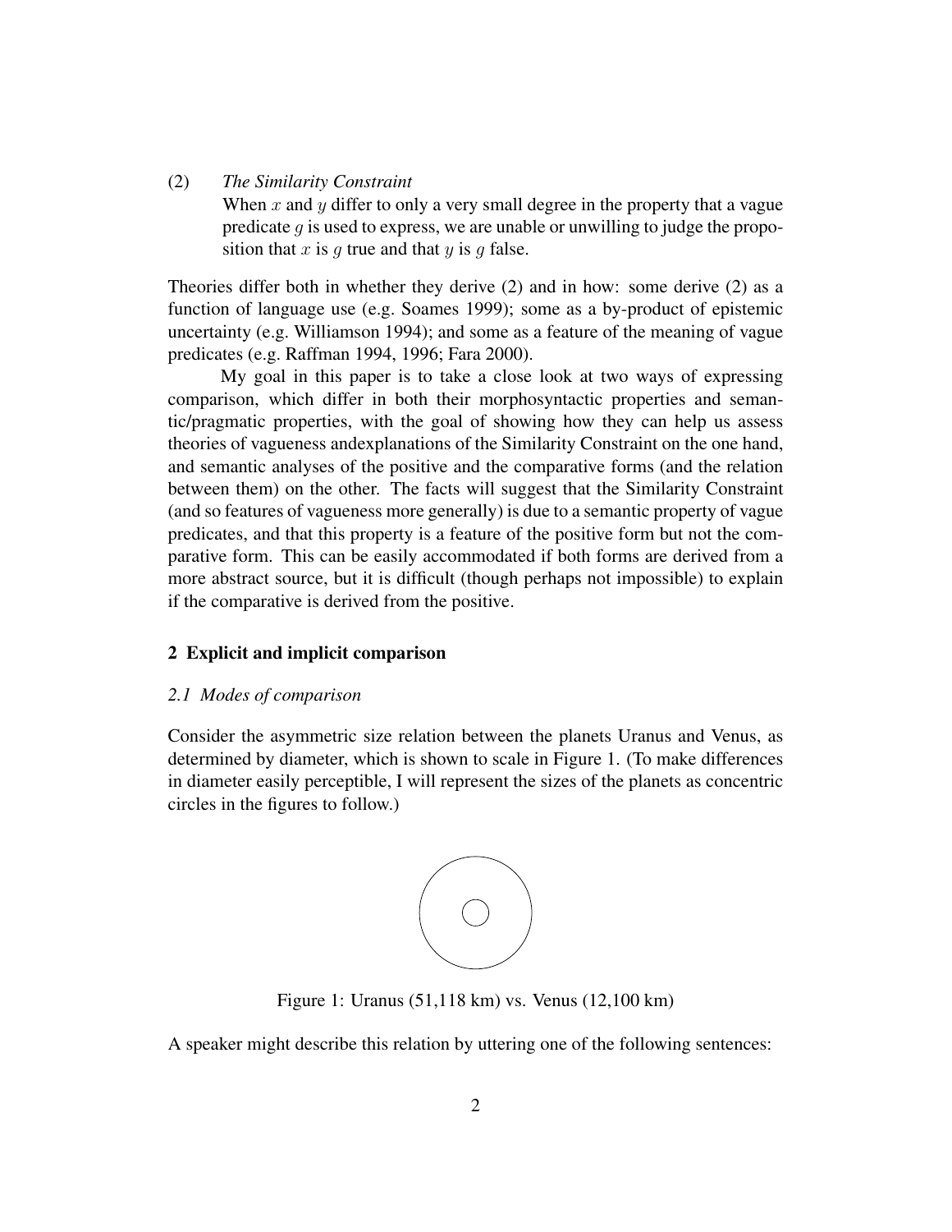(2) *The Similarity Constraint*
When $x$ and $y$ differ to only a very small degree in the property that a vague predicate $g$ is used to express, we are unable or unwilling to judge the proposition that $x$ is $g$ true and that $y$ is $g$ false.

Theories differ both in whether they derive (2) and in how: some derive (2) as a function of language use (e.g. Soames 1999); some as a by-product of epistemic uncertainty (e.g. Williamson 1994); and some as a feature of the meaning of vague predicates (e.g. Raffman 1994, 1996; Fara 2000).

My goal in this paper is to take a close look at two ways of expressing comparison, which differ in both their morphosyntactic properties and semantic/pragmatic properties, with the goal of showing how they can help us assess theories of vagueness andexplanations of the Similarity Constraint on the one hand, and semantic analyses of the positive and the comparative forms (and the relation between them) on the other. The facts will suggest that the Similarity Constraint (and so features of vagueness more generally) is due to a semantic property of vague predicates, and that this property is a feature of the positive form but not the comparative form. This can be easily accommodated if both forms are derived from a more abstract source, but it is difficult (though perhaps not impossible) to explain if the comparative is derived from the positive.

## 2 Explicit and implicit comparison

### *2.1 Modes of comparison*

Consider the asymmetric size relation between the planets Uranus and Venus, as determined by diameter, which is shown to scale in Figure 1. (To make differences in diameter easily perceptible, I will represent the sizes of the planets as concentric circles in the figures to follow.)

Figure 1: Uranus (51,118 km) vs. Venus (12,100 km)

A speaker might describe this relation by uttering one of the following sentences: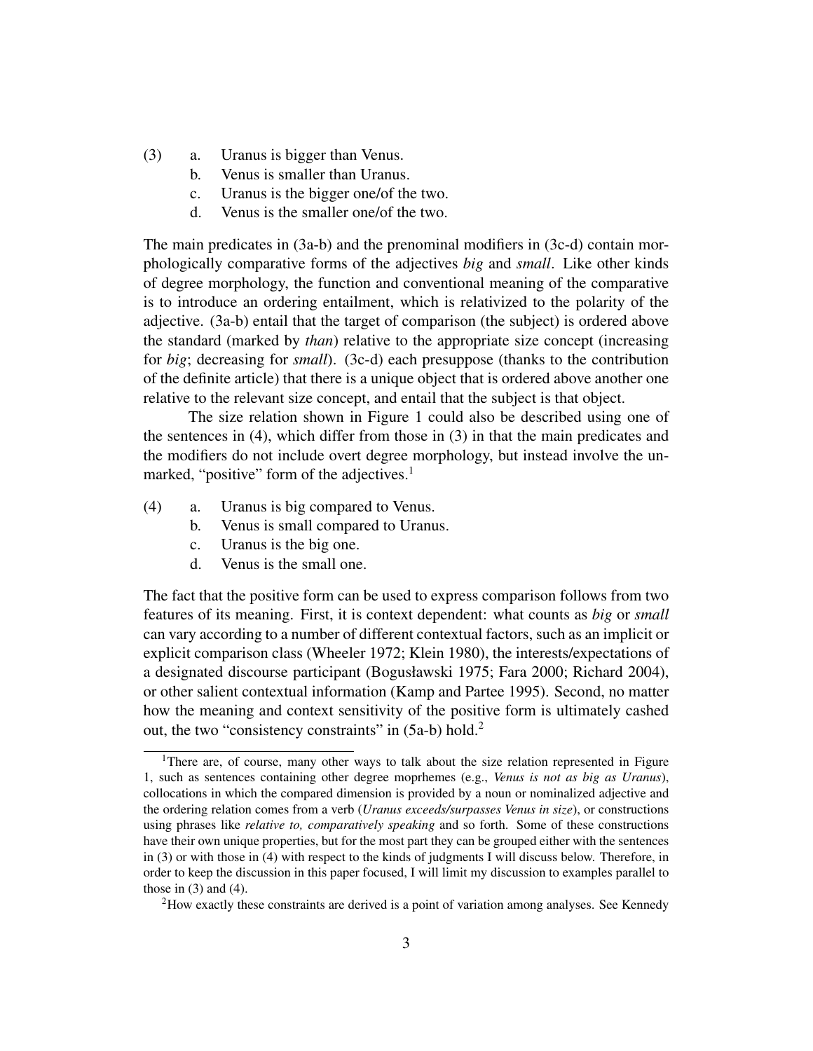(3) a. Uranus is bigger than Venus.
    b. Venus is smaller than Uranus.
    c. Uranus is the bigger one/of the two.
    d. Venus is the smaller one/of the two.

The main predicates in (3a-b) and the prenominal modifiers in (3c-d) contain morphologically comparative forms of the adjectives *big* and *small*. Like other kinds of degree morphology, the function and conventional meaning of the comparative is to introduce an ordering entailment, which is relativized to the polarity of the adjective. (3a-b) entail that the target of comparison (the subject) is ordered above the standard (marked by *than*) relative to the appropriate size concept (increasing for *big*; decreasing for *small*). (3c-d) each presuppose (thanks to the contribution of the definite article) that there is a unique object that is ordered above another one relative to the relevant size concept, and entail that the subject is that object.

The size relation shown in Figure 1 could also be described using one of the sentences in (4), which differ from those in (3) in that the main predicates and the modifiers do not include overt degree morphology, but instead involve the unmarked, "positive" form of the adjectives.[1]

(4) a. Uranus is big compared to Venus.
    b. Venus is small compared to Uranus.
    c. Uranus is the big one.
    d. Venus is the small one.

The fact that the positive form can be used to express comparison follows from two features of its meaning. First, it is context dependent: what counts as *big* or *small* can vary according to a number of different contextual factors, such as an implicit or explicit comparison class (Wheeler 1972; Klein 1980), the interests/expectations of a designated discourse participant (Bogusławski 1975; Fara 2000; Richard 2004), or other salient contextual information (Kamp and Partee 1995). Second, no matter how the meaning and context sensitivity of the positive form is ultimately cashed out, the two "consistency constraints" in (5a-b) hold.[2]

---

[1] There are, of course, many other ways to talk about the size relation represented in Figure 1, such as sentences containing other degree moprhemes (e.g., *Venus is not as big as Uranus*), collocations in which the compared dimension is provided by a noun or nominalized adjective and the ordering relation comes from a verb (*Uranus exceeds/surpasses Venus in size*), or constructions using phrases like *relative to, comparatively speaking* and so forth. Some of these constructions have their own unique properties, but for the most part they can be grouped either with the sentences in (3) or with those in (4) with respect to the kinds of judgments I will discuss below. Therefore, in order to keep the discussion in this paper focused, I will limit my discussion to examples parallel to those in (3) and (4).

[2] How exactly these constraints are derived is a point of variation among analyses. See Kennedy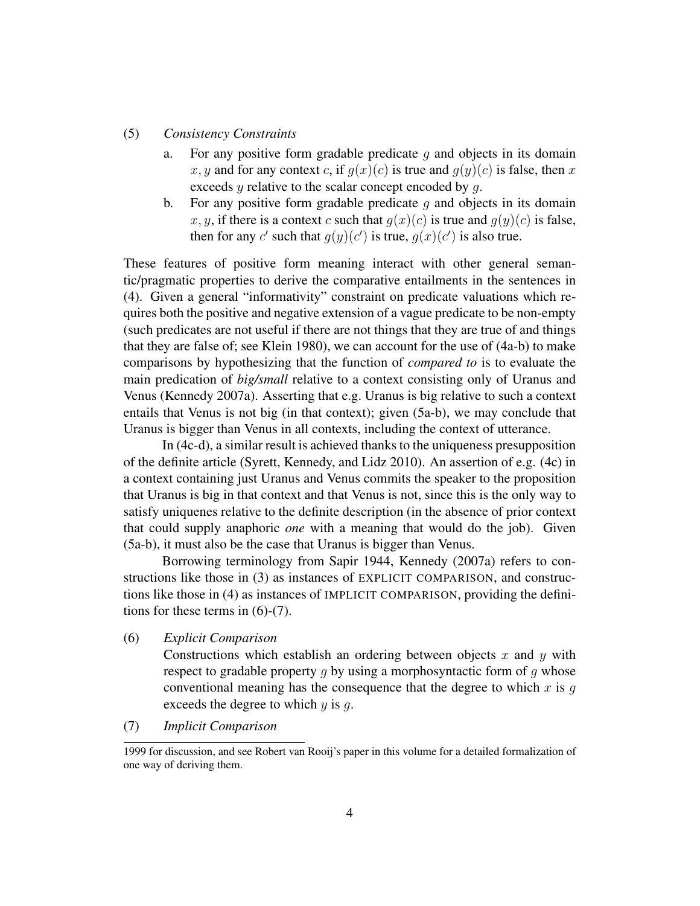(5) *Consistency Constraints*

a. For any positive form gradable predicate $g$ and objects in its domain $x, y$ and for any context $c$, if $g(x)(c)$ is true and $g(y)(c)$ is false, then $x$ exceeds $y$ relative to the scalar concept encoded by $g$.

b. For any positive form gradable predicate $g$ and objects in its domain $x, y$, if there is a context $c$ such that $g(x)(c)$ is true and $g(y)(c)$ is false, then for any $c'$ such that $g(y)(c')$ is true, $g(x)(c')$ is also true.

These features of positive form meaning interact with other general semantic/pragmatic properties to derive the comparative entailments in the sentences in (4). Given a general "informativity" constraint on predicate valuations which requires both the positive and negative extension of a vague predicate to be non-empty (such predicates are not useful if there are not things that they are true of and things that they are false of; see Klein 1980), we can account for the use of (4a-b) to make comparisons by hypothesizing that the function of *compared to* is to evaluate the main predication of ***big/small*** relative to a context consisting only of Uranus and Venus (Kennedy 2007a). Asserting that e.g. Uranus is big relative to such a context entails that Venus is not big (in that context); given (5a-b), we may conclude that Uranus is bigger than Venus in all contexts, including the context of utterance.

In (4c-d), a similar result is achieved thanks to the uniqueness presupposition of the definite article (Syrett, Kennedy, and Lidz 2010). An assertion of e.g. (4c) in a context containing just Uranus and Venus commits the speaker to the proposition that Uranus is big in that context and that Venus is not, since this is the only way to satisfy uniquenes relative to the definite description (in the absence of prior context that could supply anaphoric *one* with a meaning that would do the job). Given (5a-b), it must also be the case that Uranus is bigger than Venus.

Borrowing terminology from Sapir 1944, Kennedy (2007a) refers to constructions like those in (3) as instances of EXPLICIT COMPARISON, and constructions like those in (4) as instances of IMPLICIT COMPARISON, providing the definitions for these terms in (6)-(7).

(6) *Explicit Comparison*

Constructions which establish an ordering between objects $x$ and $y$ with respect to gradable property $g$ by using a morphosyntactic form of $g$ whose conventional meaning has the consequence that the degree to which $x$ is $g$ exceeds the degree to which $y$ is $g$.

(7) *Implicit Comparison*

---

1999 for discussion, and see Robert van Rooij's paper in this volume for a detailed formalization of one way of deriving them.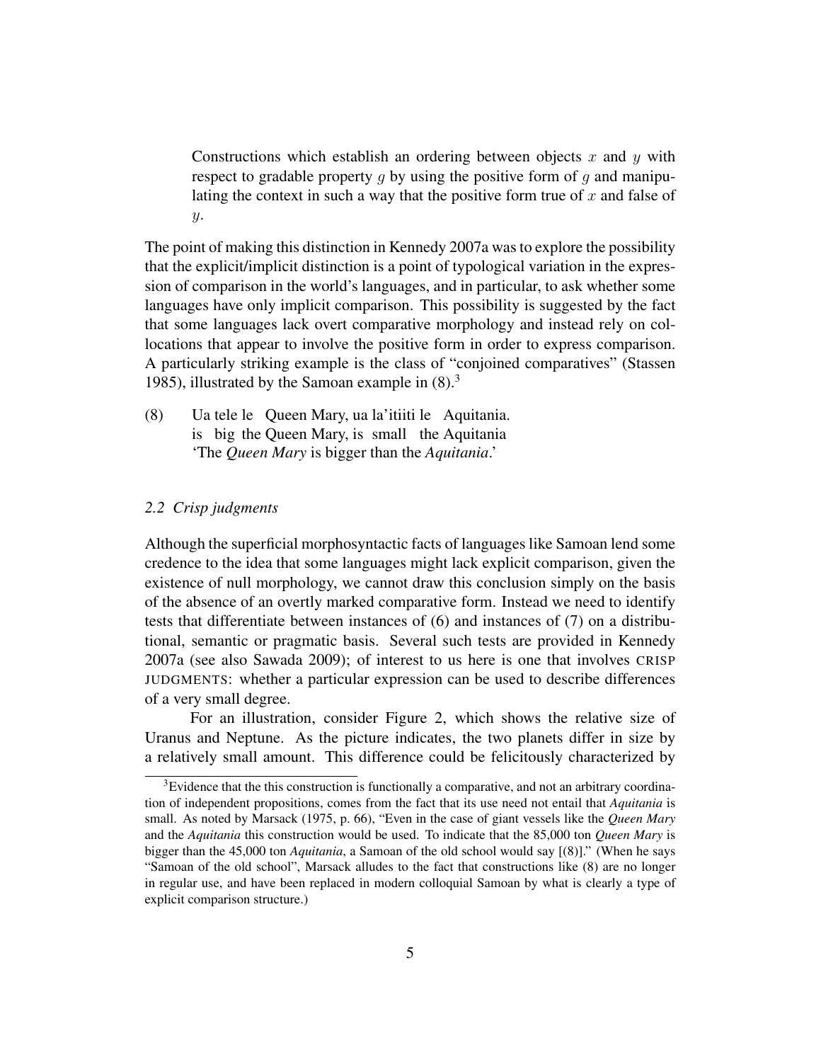> Constructions which establish an ordering between objects $x$ and $y$ with respect to gradable property $g$ by using the positive form of $g$ and manipulating the context in such a way that the positive form true of $x$ and false of $y$.

The point of making this distinction in Kennedy 2007a was to explore the possibility that the explicit/implicit distinction is a point of typological variation in the expression of comparison in the world's languages, and in particular, to ask whether some languages have only implicit comparison. This possibility is suggested by the fact that some languages lack overt comparative morphology and instead rely on collocations that appear to involve the positive form in order to express comparison. A particularly striking example is the class of "conjoined comparatives" (Stassen 1985), illustrated by the Samoan example in (8).[3]

(8) Ua tele le Queen Mary, ua la'itiiti le Aquitania.
is big the Queen Mary, is small the Aquitania
'The *Queen Mary* is bigger than the *Aquitania*.'

### *2.2 Crisp judgments*

Although the superficial morphosyntactic facts of languages like Samoan lend some credence to the idea that some languages might lack explicit comparison, given the existence of null morphology, we cannot draw this conclusion simply on the basis of the absence of an overtly marked comparative form. Instead we need to identify tests that differentiate between instances of (6) and instances of (7) on a distributional, semantic or pragmatic basis. Several such tests are provided in Kennedy 2007a (see also Sawada 2009); of interest to us here is one that involves CRISP JUDGMENTS: whether a particular expression can be used to describe differences of a very small degree.

For an illustration, consider Figure 2, which shows the relative size of Uranus and Neptune. As the picture indicates, the two planets differ in size by a relatively small amount. This difference could be felicitously characterized by

[3]Evidence that the this construction is functionally a comparative, and not an arbitrary coordination of independent propositions, comes from the fact that its use need not entail that *Aquitania* is small. As noted by Marsack (1975, p. 66), "Even in the case of giant vessels like the *Queen Mary* and the *Aquitania* this construction would be used. To indicate that the 85,000 ton *Queen Mary* is bigger than the 45,000 ton *Aquitania*, a Samoan of the old school would say [(8)]." (When he says "Samoan of the old school", Marsack alludes to the fact that constructions like (8) are no longer in regular use, and have been replaced in modern colloquial Samoan by what is clearly a type of explicit comparison structure.)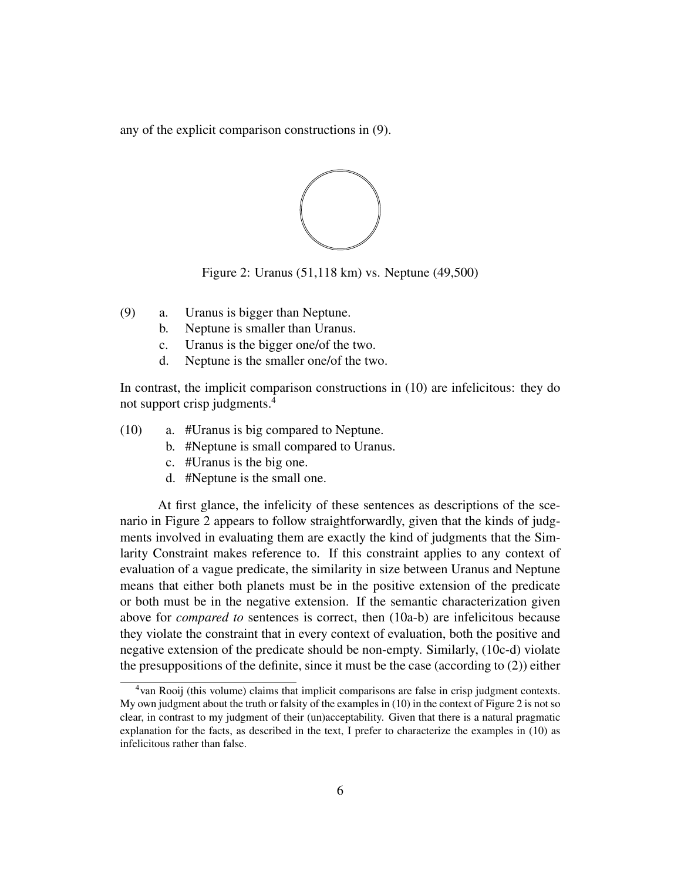any of the explicit comparison constructions in (9).

Figure 2: Uranus (51,118 km) vs. Neptune (49,500)

(9) a. Uranus is bigger than Neptune.
  b. Neptune is smaller than Uranus.
  c. Uranus is the bigger one/of the two.
  d. Neptune is the smaller one/of the two.

In contrast, the implicit comparison constructions in (10) are infelicitous: they do not support crisp judgments.[4]

(10) a. #Uranus is big compared to Neptune.
  b. #Neptune is small compared to Uranus.
  c. #Uranus is the big one.
  d. #Neptune is the small one.

At first glance, the infelicity of these sentences as descriptions of the scenario in Figure 2 appears to follow straightforwardly, given that the kinds of judgments involved in evaluating them are exactly the kind of judgments that the Similarity Constraint makes reference to. If this constraint applies to any context of evaluation of a vague predicate, the similarity in size between Uranus and Neptune means that either both planets must be in the positive extension of the predicate or both must be in the negative extension. If the semantic characterization given above for *compared to* sentences is correct, then (10a-b) are infelicitous because they violate the constraint that in every context of evaluation, both the positive and negative extension of the predicate should be non-empty. Similarly, (10c-d) violate the presuppositions of the definite, since it must be the case (according to (2)) either

[4] van Rooij (this volume) claims that implicit comparisons are false in crisp judgment contexts. My own judgment about the truth or falsity of the examples in (10) in the context of Figure 2 is not so clear, in contrast to my judgment of their (un)acceptability. Given that there is a natural pragmatic explanation for the facts, as described in the text, I prefer to characterize the examples in (10) as infelicitous rather than false.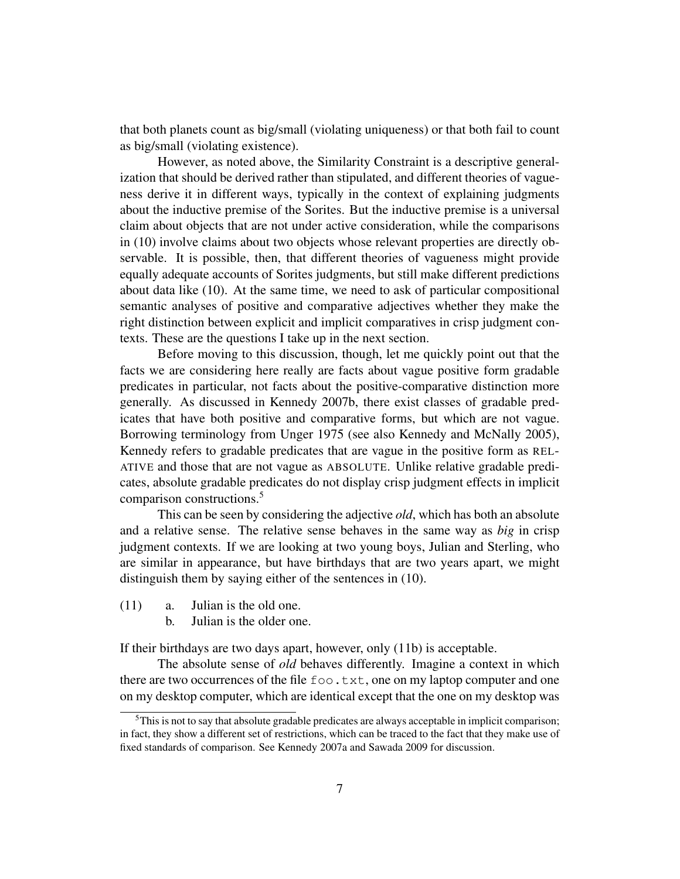that both planets count as big/small (violating uniqueness) or that both fail to count as big/small (violating existence).

However, as noted above, the Similarity Constraint is a descriptive generalization that should be derived rather than stipulated, and different theories of vagueness derive it in different ways, typically in the context of explaining judgments about the inductive premise of the Sorites. But the inductive premise is a universal claim about objects that are not under active consideration, while the comparisons in (10) involve claims about two objects whose relevant properties are directly observable. It is possible, then, that different theories of vagueness might provide equally adequate accounts of Sorites judgments, but still make different predictions about data like (10). At the same time, we need to ask of particular compositional semantic analyses of positive and comparative adjectives whether they make the right distinction between explicit and implicit comparatives in crisp judgment contexts. These are the questions I take up in the next section.

Before moving to this discussion, though, let me quickly point out that the facts we are considering here really are facts about vague positive form gradable predicates in particular, not facts about the positive-comparative distinction more generally. As discussed in Kennedy 2007b, there exist classes of gradable predicates that have both positive and comparative forms, but which are not vague. Borrowing terminology from Unger 1975 (see also Kennedy and McNally 2005), Kennedy refers to gradable predicates that are vague in the positive form as RELATIVE and those that are not vague as ABSOLUTE. Unlike relative gradable predicates, absolute gradable predicates do not display crisp judgment effects in implicit comparison constructions.[5]

This can be seen by considering the adjective *old*, which has both an absolute and a relative sense. The relative sense behaves in the same way as *big* in crisp judgment contexts. If we are looking at two young boys, Julian and Sterling, who are similar in appearance, but have birthdays that are two years apart, we might distinguish them by saying either of the sentences in (10).

(11) a. Julian is the old one.
     b. Julian is the older one.

If their birthdays are two days apart, however, only (11b) is acceptable.

The absolute sense of *old* behaves differently. Imagine a context in which there are two occurrences of the file `foo.txt`, one on my laptop computer and one on my desktop computer, which are identical except that the one on my desktop was

[5] This is not to say that absolute gradable predicates are always acceptable in implicit comparison; in fact, they show a different set of restrictions, which can be traced to the fact that they make use of fixed standards of comparison. See Kennedy 2007a and Sawada 2009 for discussion.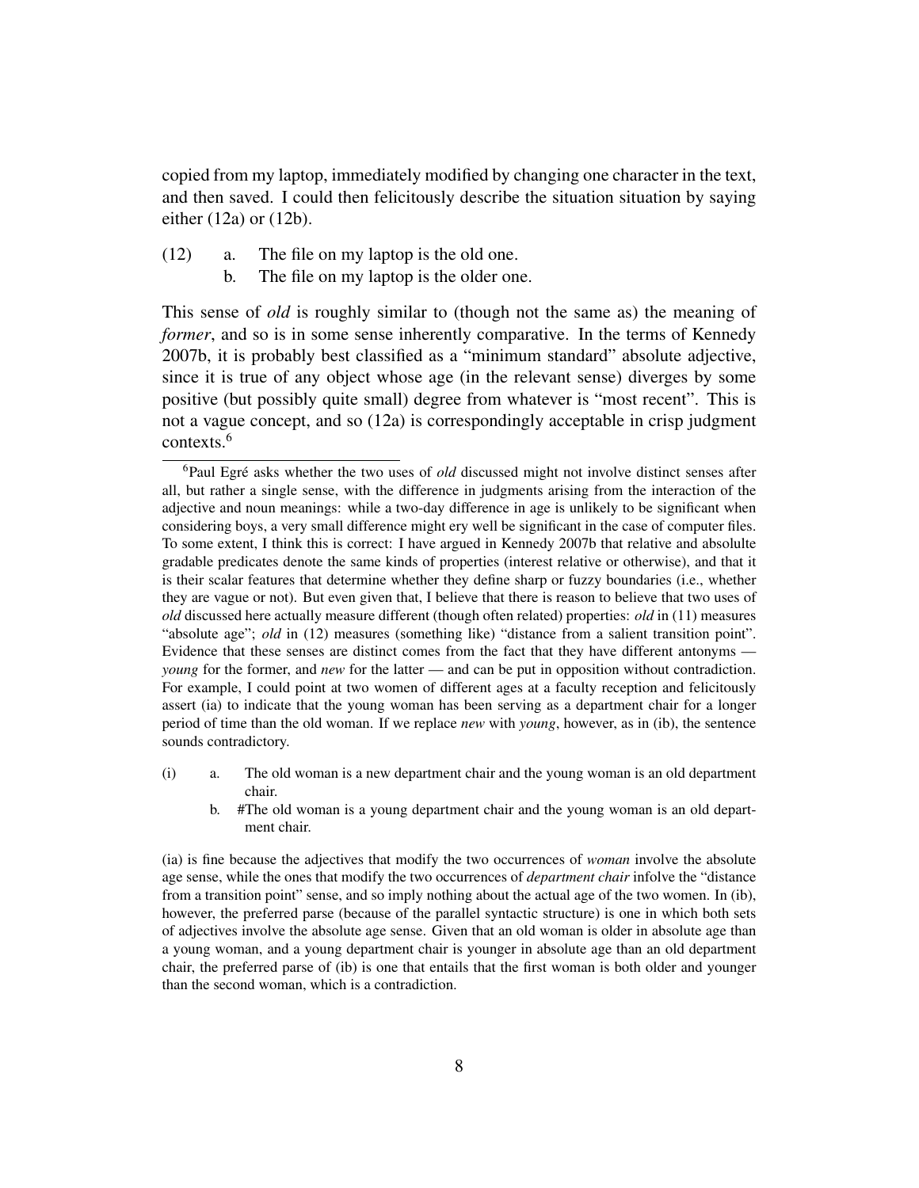copied from my laptop, immediately modified by changing one character in the text, and then saved. I could then felicitously describe the situation situation by saying either (12a) or (12b).

(12) a. The file on my laptop is the old one.
 b. The file on my laptop is the older one.

This sense of *old* is roughly similar to (though not the same as) the meaning of *former*, and so is in some sense inherently comparative. In the terms of Kennedy 2007b, it is probably best classified as a "minimum standard" absolute adjective, since it is true of any object whose age (in the relevant sense) diverges by some positive (but possibly quite small) degree from whatever is "most recent". This is not a vague concept, and so (12a) is correspondingly acceptable in crisp judgment contexts.[6]

[6]Paul Egré asks whether the two uses of *old* discussed might not involve distinct senses after all, but rather a single sense, with the difference in judgments arising from the interaction of the adjective and noun meanings: while a two-day difference in age is unlikely to be significant when considering boys, a very small difference might ery well be significant in the case of computer files. To some extent, I think this is correct: I have argued in Kennedy 2007b that relative and absolulte gradable predicates denote the same kinds of properties (interest relative or otherwise), and that it is their scalar features that determine whether they define sharp or fuzzy boundaries (i.e., whether they are vague or not). But even given that, I believe that there is reason to believe that two uses of *old* discussed here actually measure different (though often related) properties: *old* in (11) measures "absolute age"; *old* in (12) measures (something like) "distance from a salient transition point". Evidence that these senses are distinct comes from the fact that they have different antonyms — *young* for the former, and *new* for the latter — and can be put in opposition without contradiction. For example, I could point at two women of different ages at a faculty reception and felicitously assert (ia) to indicate that the young woman has been serving as a department chair for a longer period of time than the old woman. If we replace *new* with *young*, however, as in (ib), the sentence sounds contradictory.

(i) a. The old woman is a new department chair and the young woman is an old department chair.
 b. #The old woman is a young department chair and the young woman is an old department chair.

(ia) is fine because the adjectives that modify the two occurrences of *woman* involve the absolute age sense, while the ones that modify the two occurrences of *department chair* infolve the "distance from a transition point" sense, and so imply nothing about the actual age of the two women. In (ib), however, the preferred parse (because of the parallel syntactic structure) is one in which both sets of adjectives involve the absolute age sense. Given that an old woman is older in absolute age than a young woman, and a young department chair is younger in absolute age than an old department chair, the preferred parse of (ib) is one that entails that the first woman is both older and younger than the second woman, which is a contradiction.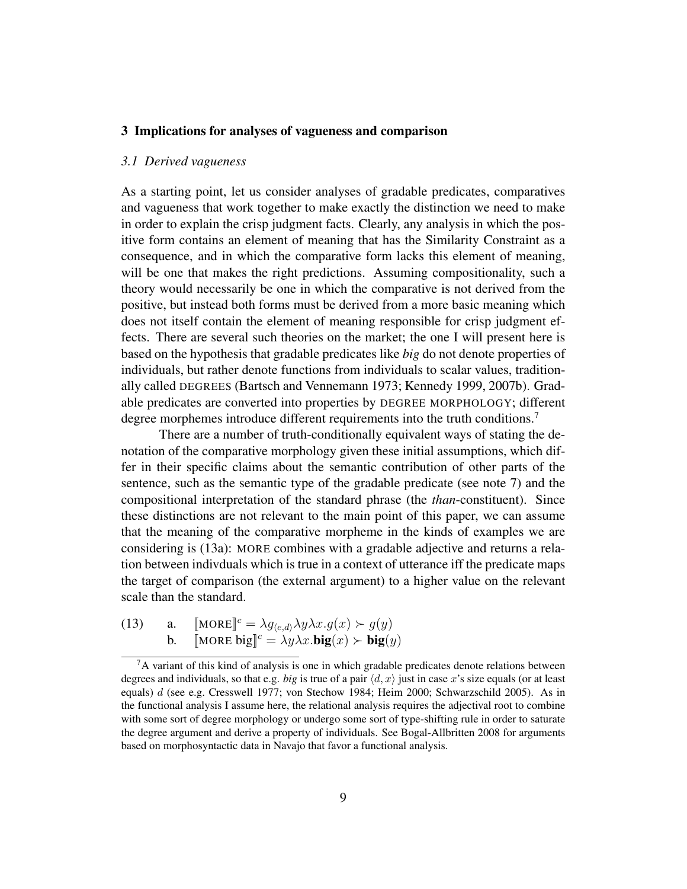## 3 Implications for analyses of vagueness and comparison

### *3.1 Derived vagueness*

As a starting point, let us consider analyses of gradable predicates, comparatives and vagueness that work together to make exactly the distinction we need to make in order to explain the crisp judgment facts. Clearly, any analysis in which the positive form contains an element of meaning that has the Similarity Constraint as a consequence, and in which the comparative form lacks this element of meaning, will be one that makes the right predictions. Assuming compositionality, such a theory would necessarily be one in which the comparative is not derived from the positive, but instead both forms must be derived from a more basic meaning which does not itself contain the element of meaning responsible for crisp judgment effects. There are several such theories on the market; the one I will present here is based on the hypothesis that gradable predicates like *big* do not denote properties of individuals, but rather denote functions from individuals to scalar values, traditionally called DEGREES (Bartsch and Vennemann 1973; Kennedy 1999, 2007b). Gradable predicates are converted into properties by DEGREE MORPHOLOGY; different degree morphemes introduce different requirements into the truth conditions.[7]

There are a number of truth-conditionally equivalent ways of stating the denotation of the comparative morphology given these initial assumptions, which differ in their specific claims about the semantic contribution of other parts of the sentence, such as the semantic type of the gradable predicate (see note 7) and the compositional interpretation of the standard phrase (the *than*-constituent). Since these distinctions are not relevant to the main point of this paper, we can assume that the meaning of the comparative morpheme in the kinds of examples we are considering is (13a): MORE combines with a gradable adjective and returns a relation between indivduals which is true in a context of utterance iff the predicate maps the target of comparison (the external argument) to a higher value on the relevant scale than the standard.

(13) a. $[\![\text{MORE}]\!]^c = \lambda g_{\langle e,d \rangle} \lambda y \lambda x . g(x) \succ g(y)$

b. $[\![\text{MORE big}]\!]^c = \lambda y \lambda x . \mathbf{big}(x) \succ \mathbf{big}(y)$

[7] A variant of this kind of analysis is one in which gradable predicates denote relations between degrees and individuals, so that e.g. *big* is true of a pair $\langle d, x \rangle$ just in case $x$'s size equals (or at least equals) $d$ (see e.g. Cresswell 1977; von Stechow 1984; Heim 2000; Schwarzschild 2005). As in the functional analysis I assume here, the relational analysis requires the adjectival root to combine with some sort of degree morphology or undergo some sort of type-shifting rule in order to saturate the degree argument and derive a property of individuals. See Bogal-Allbritten 2008 for arguments based on morphosyntactic data in Navajo that favor a functional analysis.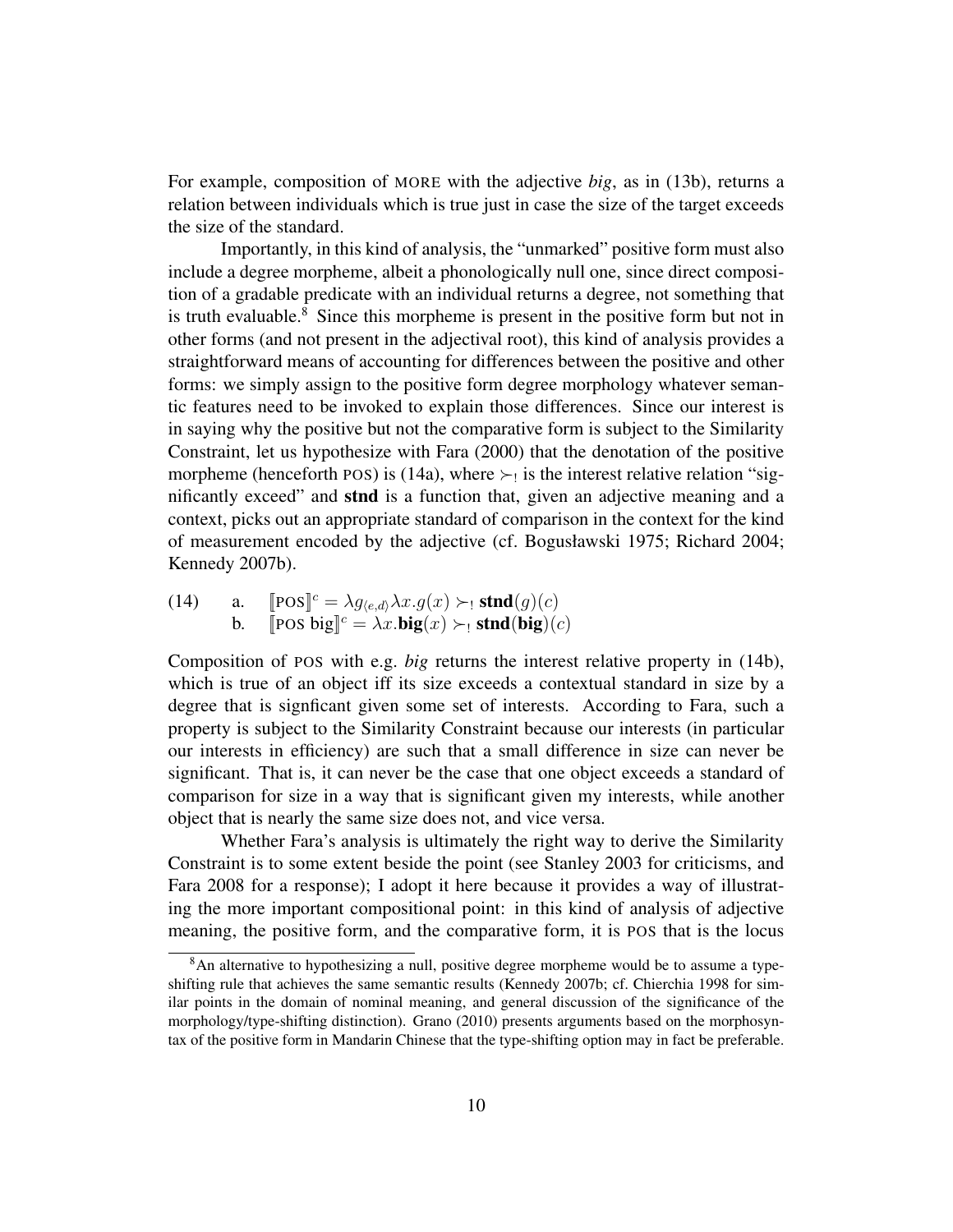For example, composition of MORE with the adjective *big*, as in (13b), returns a relation between individuals which is true just in case the size of the target exceeds the size of the standard.

Importantly, in this kind of analysis, the "unmarked" positive form must also include a degree morpheme, albeit a phonologically null one, since direct composition of a gradable predicate with an individual returns a degree, not something that is truth evaluable.[8] Since this morpheme is present in the positive form but not in other forms (and not present in the adjectival root), this kind of analysis provides a straightforward means of accounting for differences between the positive and other forms: we simply assign to the positive form degree morphology whatever semantic features need to be invoked to explain those differences. Since our interest is in saying why the positive but not the comparative form is subject to the Similarity Constraint, let us hypothesize with Fara (2000) that the denotation of the positive morpheme (henceforth POS) is (14a), where $\succ_!$ is the interest relative relation "significantly exceed" and **stnd** is a function that, given an adjective meaning and a context, picks out an appropriate standard of comparison in the context for the kind of measurement encoded by the adjective (cf. Bogusławski 1975; Richard 2004; Kennedy 2007b).

(14) a. $[\![\text{POS}]\!]^c = \lambda g_{\langle e,d \rangle} \lambda x.g(x) \succ_! \textbf{stnd}(g)(c)$

b. $[\![\text{POS big}]\!]^c = \lambda x.\textbf{big}(x) \succ_! \textbf{stnd}(\textbf{big})(c)$

Composition of POS with e.g. *big* returns the interest relative property in (14b), which is true of an object iff its size exceeds a contextual standard in size by a degree that is signficant given some set of interests. According to Fara, such a property is subject to the Similarity Constraint because our interests (in particular our interests in efficiency) are such that a small difference in size can never be significant. That is, it can never be the case that one object exceeds a standard of comparison for size in a way that is significant given my interests, while another object that is nearly the same size does not, and vice versa.

Whether Fara's analysis is ultimately the right way to derive the Similarity Constraint is to some extent beside the point (see Stanley 2003 for criticisms, and Fara 2008 for a response); I adopt it here because it provides a way of illustrating the more important compositional point: in this kind of analysis of adjective meaning, the positive form, and the comparative form, it is POS that is the locus

[8] An alternative to hypothesizing a null, positive degree morpheme would be to assume a type-shifting rule that achieves the same semantic results (Kennedy 2007b; cf. Chierchia 1998 for similar points in the domain of nominal meaning, and general discussion of the significance of the morphology/type-shifting distinction). Grano (2010) presents arguments based on the morphosyntax of the positive form in Mandarin Chinese that the type-shifting option may in fact be preferable.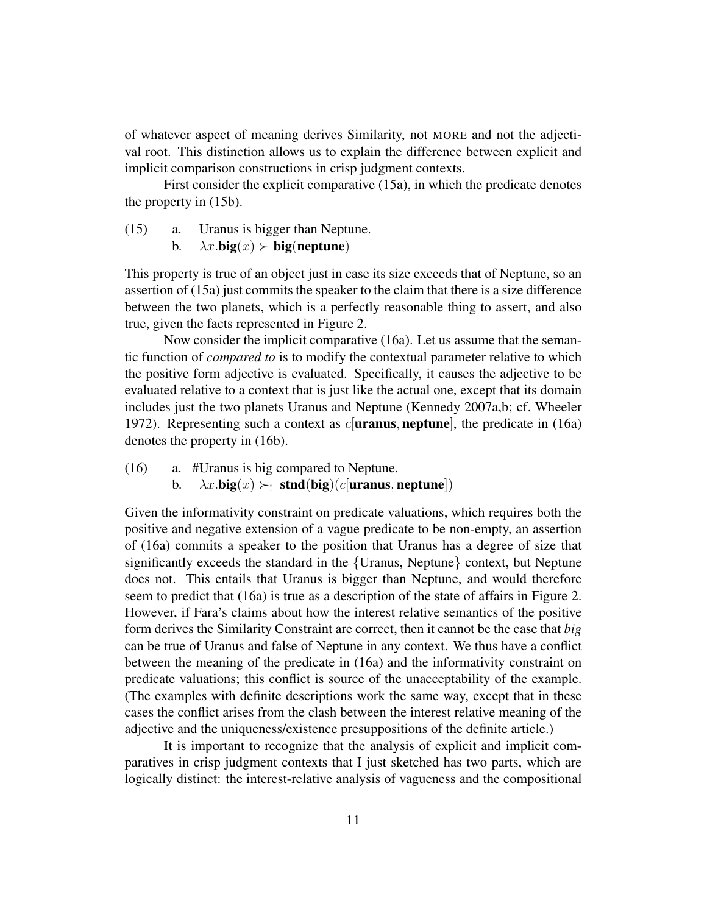of whatever aspect of meaning derives Similarity, not MORE and not the adjectival root. This distinction allows us to explain the difference between explicit and implicit comparison constructions in crisp judgment contexts.

First consider the explicit comparative (15a), in which the predicate denotes the property in (15b).

(15) a. Uranus is bigger than Neptune.
b. $\lambda x.\mathbf{big}(x) \succ \mathbf{big}(\mathbf{neptune})$

This property is true of an object just in case its size exceeds that of Neptune, so an assertion of (15a) just commits the speaker to the claim that there is a size difference between the two planets, which is a perfectly reasonable thing to assert, and also true, given the facts represented in Figure 2.

Now consider the implicit comparative (16a). Let us assume that the semantic function of *compared to* is to modify the contextual parameter relative to which the positive form adjective is evaluated. Specifically, it causes the adjective to be evaluated relative to a context that is just like the actual one, except that its domain includes just the two planets Uranus and Neptune (Kennedy 2007a,b; cf. Wheeler 1972). Representing such a context as $c[\mathbf{uranus}, \mathbf{neptune}]$, the predicate in (16a) denotes the property in (16b).

(16) a. #Uranus is big compared to Neptune.
b. $\lambda x.\mathbf{big}(x) \succ_! \mathbf{stnd}(\mathbf{big})(c[\mathbf{uranus}, \mathbf{neptune}])$

Given the informativity constraint on predicate valuations, which requires both the positive and negative extension of a vague predicate to be non-empty, an assertion of (16a) commits a speaker to the position that Uranus has a degree of size that significantly exceeds the standard in the $\{$Uranus, Neptune$\}$ context, but Neptune does not. This entails that Uranus is bigger than Neptune, and would therefore seem to predict that (16a) is true as a description of the state of affairs in Figure 2. However, if Fara's claims about how the interest relative semantics of the positive form derives the Similarity Constraint are correct, then it cannot be the case that *big* can be true of Uranus and false of Neptune in any context. We thus have a conflict between the meaning of the predicate in (16a) and the informativity constraint on predicate valuations; this conflict is source of the unacceptability of the example. (The examples with definite descriptions work the same way, except that in these cases the conflict arises from the clash between the interest relative meaning of the adjective and the uniqueness/existence presuppositions of the definite article.)

It is important to recognize that the analysis of explicit and implicit comparatives in crisp judgment contexts that I just sketched has two parts, which are logically distinct: the interest-relative analysis of vagueness and the compositional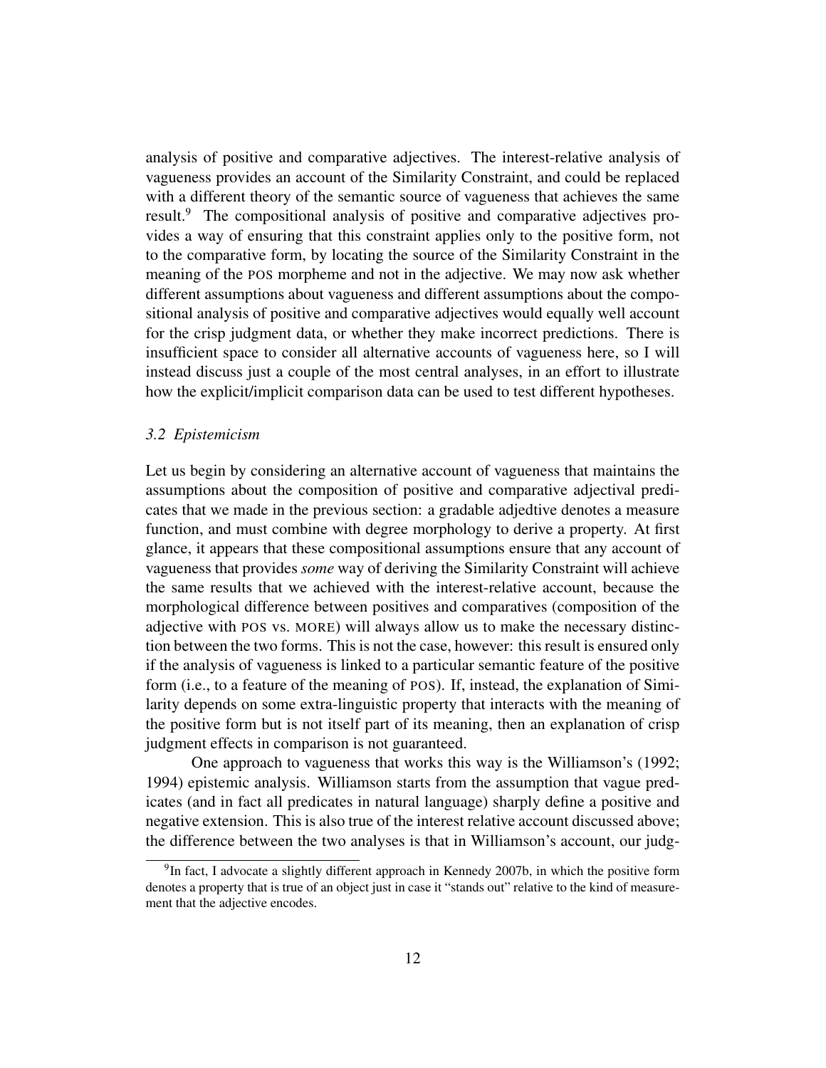analysis of positive and comparative adjectives. The interest-relative analysis of vagueness provides an account of the Similarity Constraint, and could be replaced with a different theory of the semantic source of vagueness that achieves the same result.[9] The compositional analysis of positive and comparative adjectives provides a way of ensuring that this constraint applies only to the positive form, not to the comparative form, by locating the source of the Similarity Constraint in the meaning of the POS morpheme and not in the adjective. We may now ask whether different assumptions about vagueness and different assumptions about the compositional analysis of positive and comparative adjectives would equally well account for the crisp judgment data, or whether they make incorrect predictions. There is insufficient space to consider all alternative accounts of vagueness here, so I will instead discuss just a couple of the most central analyses, in an effort to illustrate how the explicit/implicit comparison data can be used to test different hypotheses.

### *3.2 Epistemicism*

Let us begin by considering an alternative account of vagueness that maintains the assumptions about the composition of positive and comparative adjectival predicates that we made in the previous section: a gradable adjedtive denotes a measure function, and must combine with degree morphology to derive a property. At first glance, it appears that these compositional assumptions ensure that any account of vagueness that provides *some* way of deriving the Similarity Constraint will achieve the same results that we achieved with the interest-relative account, because the morphological difference between positives and comparatives (composition of the adjective with POS vs. MORE) will always allow us to make the necessary distinction between the two forms. This is not the case, however: this result is ensured only if the analysis of vagueness is linked to a particular semantic feature of the positive form (i.e., to a feature of the meaning of POS). If, instead, the explanation of Similarity depends on some extra-linguistic property that interacts with the meaning of the positive form but is not itself part of its meaning, then an explanation of crisp judgment effects in comparison is not guaranteed.

One approach to vagueness that works this way is the Williamson's (1992; 1994) epistemic analysis. Williamson starts from the assumption that vague predicates (and in fact all predicates in natural language) sharply define a positive and negative extension. This is also true of the interest relative account discussed above; the difference between the two analyses is that in Williamson's account, our judg-

[9] In fact, I advocate a slightly different approach in Kennedy 2007b, in which the positive form denotes a property that is true of an object just in case it "stands out" relative to the kind of measurement that the adjective encodes.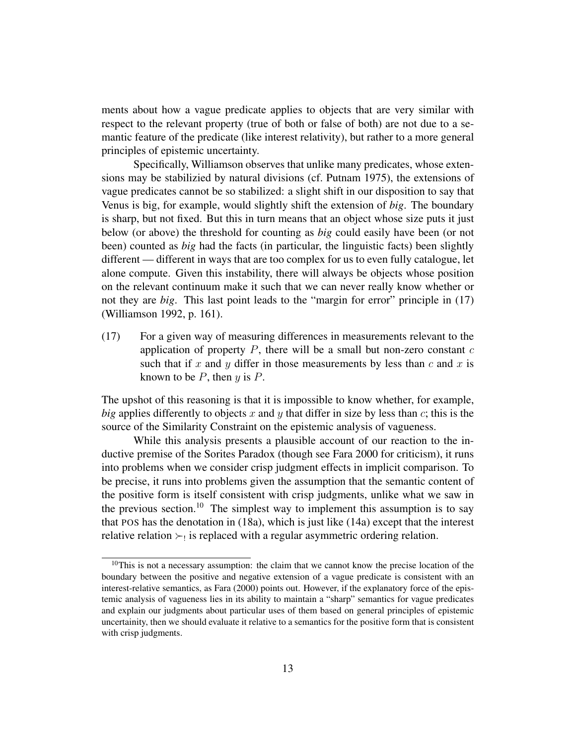ments about how a vague predicate applies to objects that are very similar with respect to the relevant property (true of both or false of both) are not due to a semantic feature of the predicate (like interest relativity), but rather to a more general principles of epistemic uncertainty.

Specifically, Williamson observes that unlike many predicates, whose extensions may be stabilizied by natural divisions (cf. Putnam 1975), the extensions of vague predicates cannot be so stabilized: a slight shift in our disposition to say that Venus is big, for example, would slightly shift the extension of *big*. The boundary is sharp, but not fixed. But this in turn means that an object whose size puts it just below (or above) the threshold for counting as *big* could easily have been (or not been) counted as *big* had the facts (in particular, the linguistic facts) been slightly different — different in ways that are too complex for us to even fully catalogue, let alone compute. Given this instability, there will always be objects whose position on the relevant continuum make it such that we can never really know whether or not they are *big*. This last point leads to the "margin for error" principle in (17) (Williamson 1992, p. 161).

(17) For a given way of measuring differences in measurements relevant to the application of property $P$, there will be a small but non-zero constant $c$ such that if $x$ and $y$ differ in those measurements by less than $c$ and $x$ is known to be $P$, then $y$ is $P$.

The upshot of this reasoning is that it is impossible to know whether, for example, *big* applies differently to objects $x$ and $y$ that differ in size by less than $c$; this is the source of the Similarity Constraint on the epistemic analysis of vagueness.

While this analysis presents a plausible account of our reaction to the inductive premise of the Sorites Paradox (though see Fara 2000 for criticism), it runs into problems when we consider crisp judgment effects in implicit comparison. To be precise, it runs into problems given the assumption that the semantic content of the positive form is itself consistent with crisp judgments, unlike what we saw in the previous section.[10] The simplest way to implement this assumption is to say that POS has the denotation in (18a), which is just like (14a) except that the interest relative relation $\succ_!$ is replaced with a regular asymmetric ordering relation.

[10]This is not a necessary assumption: the claim that we cannot know the precise location of the boundary between the positive and negative extension of a vague predicate is consistent with an interest-relative semantics, as Fara (2000) points out. However, if the explanatory force of the epistemic analysis of vagueness lies in its ability to maintain a "sharp" semantics for vague predicates and explain our judgments about particular uses of them based on general principles of epistemic uncertainity, then we should evaluate it relative to a semantics for the positive form that is consistent with crisp judgments.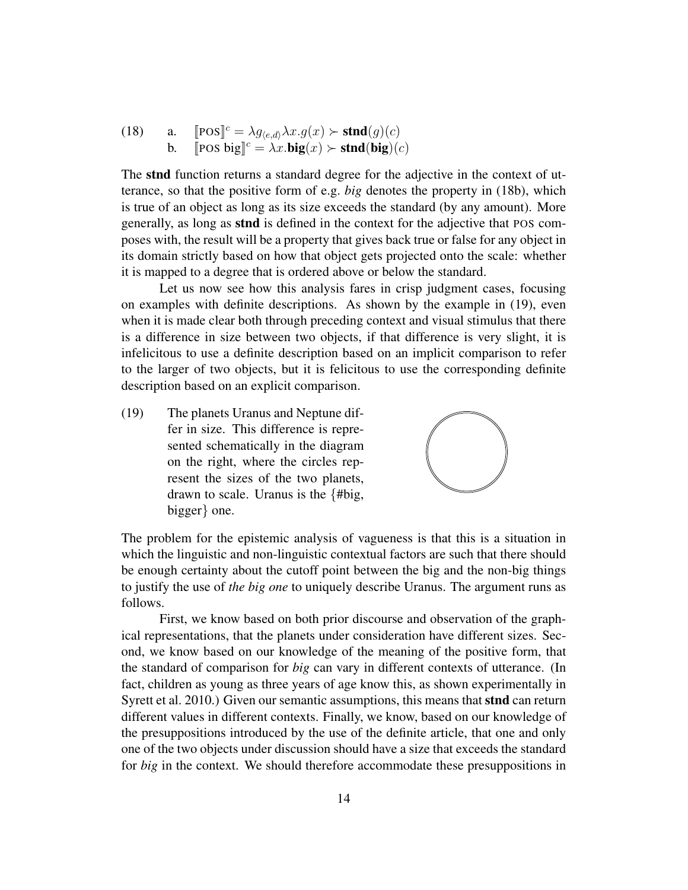(18) a. $[\![\text{POS}]\!]^c = \lambda g_{\langle e,d\rangle} \lambda x. g(x) \succ \textbf{stnd}(g)(c)$

b. $[\![\text{POS big}]\!]^c = \lambda x.\textbf{big}(x) \succ \textbf{stnd}(\textbf{big})(c)$

The **stnd** function returns a standard degree for the adjective in the context of utterance, so that the positive form of e.g. *big* denotes the property in (18b), which is true of an object as long as its size exceeds the standard (by any amount). More generally, as long as **stnd** is defined in the context for the adjective that POS composes with, the result will be a property that gives back true or false for any object in its domain strictly based on how that object gets projected onto the scale: whether it is mapped to a degree that is ordered above or below the standard.

Let us now see how this analysis fares in crisp judgment cases, focusing on examples with definite descriptions. As shown by the example in (19), even when it is made clear both through preceding context and visual stimulus that there is a difference in size between two objects, if that difference is very slight, it is infelicitous to use a definite description based on an implicit comparison to refer to the larger of two objects, but it is felicitous to use the corresponding definite description based on an explicit comparison.

(19) The planets Uranus and Neptune differ in size. This difference is represented schematically in the diagram on the right, where the circles represent the sizes of the two planets, drawn to scale. Uranus is the {#big, bigger} one.

The problem for the epistemic analysis of vagueness is that this is a situation in which the linguistic and non-linguistic contextual factors are such that there should be enough certainty about the cutoff point between the big and the non-big things to justify the use of *the big one* to uniquely describe Uranus. The argument runs as follows.

First, we know based on both prior discourse and observation of the graphical representations, that the planets under consideration have different sizes. Second, we know based on our knowledge of the meaning of the positive form, that the standard of comparison for *big* can vary in different contexts of utterance. (In fact, children as young as three years of age know this, as shown experimentally in Syrett et al. 2010.) Given our semantic assumptions, this means that **stnd** can return different values in different contexts. Finally, we know, based on our knowledge of the presuppositions introduced by the use of the definite article, that one and only one of the two objects under discussion should have a size that exceeds the standard for *big* in the context. We should therefore accommodate these presuppositions in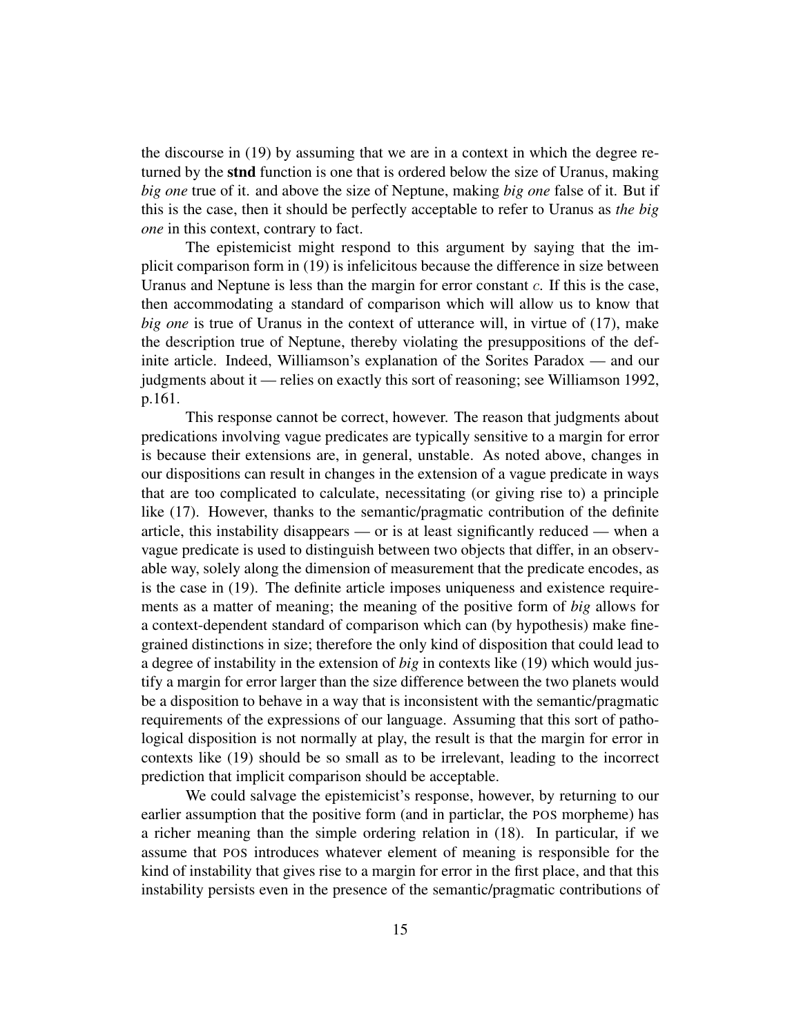the discourse in (19) by assuming that we are in a context in which the degree returned by the **stnd** function is one that is ordered below the size of Uranus, making *big one* true of it. and above the size of Neptune, making *big one* false of it. But if this is the case, then it should be perfectly acceptable to refer to Uranus as *the big one* in this context, contrary to fact.

The epistemicist might respond to this argument by saying that the implicit comparison form in (19) is infelicitous because the difference in size between Uranus and Neptune is less than the margin for error constant $c$. If this is the case, then accommodating a standard of comparison which will allow us to know that *big one* is true of Uranus in the context of utterance will, in virtue of (17), make the description true of Neptune, thereby violating the presuppositions of the definite article. Indeed, Williamson's explanation of the Sorites Paradox — and our judgments about it — relies on exactly this sort of reasoning; see Williamson 1992, p.161.

This response cannot be correct, however. The reason that judgments about predications involving vague predicates are typically sensitive to a margin for error is because their extensions are, in general, unstable. As noted above, changes in our dispositions can result in changes in the extension of a vague predicate in ways that are too complicated to calculate, necessitating (or giving rise to) a principle like (17). However, thanks to the semantic/pragmatic contribution of the definite article, this instability disappears — or is at least significantly reduced — when a vague predicate is used to distinguish between two objects that differ, in an observable way, solely along the dimension of measurement that the predicate encodes, as is the case in (19). The definite article imposes uniqueness and existence requirements as a matter of meaning; the meaning of the positive form of *big* allows for a context-dependent standard of comparison which can (by hypothesis) make fine-grained distinctions in size; therefore the only kind of disposition that could lead to a degree of instability in the extension of *big* in contexts like (19) which would justify a margin for error larger than the size difference between the two planets would be a disposition to behave in a way that is inconsistent with the semantic/pragmatic requirements of the expressions of our language. Assuming that this sort of pathological disposition is not normally at play, the result is that the margin for error in contexts like (19) should be so small as to be irrelevant, leading to the incorrect prediction that implicit comparison should be acceptable.

We could salvage the epistemicist's response, however, by returning to our earlier assumption that the positive form (and in particlar, the POS morpheme) has a richer meaning than the simple ordering relation in (18). In particular, if we assume that POS introduces whatever element of meaning is responsible for the kind of instability that gives rise to a margin for error in the first place, and that this instability persists even in the presence of the semantic/pragmatic contributions of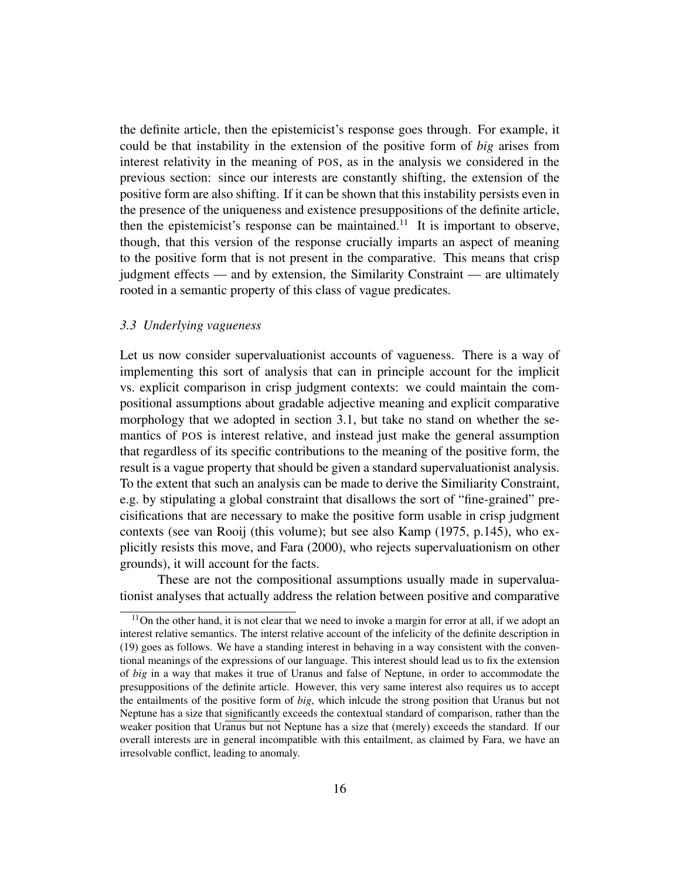the definite article, then the epistemicist's response goes through. For example, it could be that instability in the extension of the positive form of *big* arises from interest relativity in the meaning of POS, as in the analysis we considered in the previous section: since our interests are constantly shifting, the extension of the positive form are also shifting. If it can be shown that this instability persists even in the presence of the uniqueness and existence presuppositions of the definite article, then the epistemicist's response can be maintained.[11] It is important to observe, though, that this version of the response crucially imparts an aspect of meaning to the positive form that is not present in the comparative. This means that crisp judgment effects — and by extension, the Similarity Constraint — are ultimately rooted in a semantic property of this class of vague predicates.

### *3.3 Underlying vagueness*

Let us now consider supervaluationist accounts of vagueness. There is a way of implementing this sort of analysis that can in principle account for the implicit vs. explicit comparison in crisp judgment contexts: we could maintain the compositional assumptions about gradable adjective meaning and explicit comparative morphology that we adopted in section 3.1, but take no stand on whether the semantics of POS is interest relative, and instead just make the general assumption that regardless of its specific contributions to the meaning of the positive form, the result is a vague property that should be given a standard supervaluationist analysis. To the extent that such an analysis can be made to derive the Similiarity Constraint, e.g. by stipulating a global constraint that disallows the sort of "fine-grained" precisifications that are necessary to make the positive form usable in crisp judgment contexts (see van Rooij (this volume); but see also Kamp (1975, p.145), who explicitly resists this move, and Fara (2000), who rejects supervaluationism on other grounds), it will account for the facts.

These are not the compositional assumptions usually made in supervaluationist analyses that actually address the relation between positive and comparative

---

[11] On the other hand, it is not clear that we need to invoke a margin for error at all, if we adopt an interest relative semantics. The interst relative account of the infelicity of the definite description in (19) goes as follows. We have a standing interest in behaving in a way consistent with the conventional meanings of the expressions of our language. This interest should lead us to fix the extension of *big* in a way that makes it true of Uranus and false of Neptune, in order to accommodate the presuppositions of the definite article. However, this very same interest also requires us to accept the entailments of the positive form of *big*, which inlcude the strong position that Uranus but not Neptune has a size that significantly exceeds the contextual standard of comparison, rather than the weaker position that Uranus but not Neptune has a size that (merely) exceeds the standard. If our overall interests are in general incompatible with this entailment, as claimed by Fara, we have an irresolvable conflict, leading to anomaly.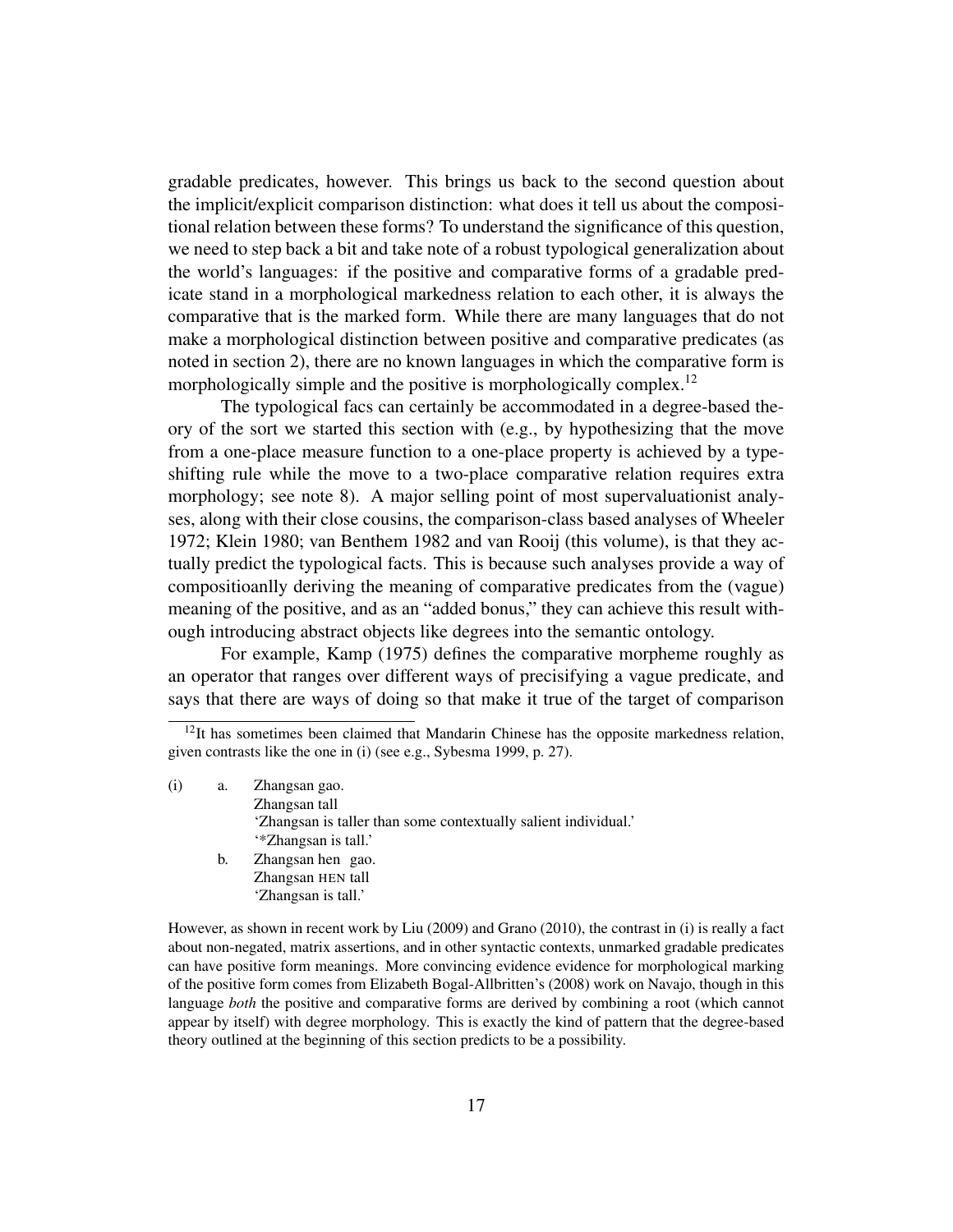gradable predicates, however. This brings us back to the second question about the implicit/explicit comparison distinction: what does it tell us about the compositional relation between these forms? To understand the significance of this question, we need to step back a bit and take note of a robust typological generalization about the world's languages: if the positive and comparative forms of a gradable predicate stand in a morphological markedness relation to each other, it is always the comparative that is the marked form. While there are many languages that do not make a morphological distinction between positive and comparative predicates (as noted in section 2), there are no known languages in which the comparative form is morphologically simple and the positive is morphologically complex.[12]

The typological facs can certainly be accommodated in a degree-based theory of the sort we started this section with (e.g., by hypothesizing that the move from a one-place measure function to a one-place property is achieved by a type-shifting rule while the move to a two-place comparative relation requires extra morphology; see note 8). A major selling point of most supervaluationist analyses, along with their close cousins, the comparison-class based analyses of Wheeler 1972; Klein 1980; van Benthem 1982 and van Rooij (this volume), is that they actually predict the typological facts. This is because such analyses provide a way of compositioanlly deriving the meaning of comparative predicates from the (vague) meaning of the positive, and as an "added bonus," they can achieve this withough introducing abstract objects like degrees into the semantic ontology.

For example, Kamp (1975) defines the comparative morpheme roughly as an operator that ranges over different ways of precisifying a vague predicate, and says that there are ways of doing so that make it true of the target of comparison

---

[12] It has sometimes been claimed that Mandarin Chinese has the opposite markedness relation, given contrasts like the one in (i) (see e.g., Sybesma 1999, p. 27).

(i)
a. Zhangsan gao.
   Zhangsan tall
   'Zhangsan is taller than some contextually salient individual.'
   '*Zhangsan is tall.'
b. Zhangsan hen gao.
   Zhangsan HEN tall
   'Zhangsan is tall.'

However, as shown in recent work by Liu (2009) and Grano (2010), the contrast in (i) is really a fact about non-negated, matrix assertions, and in other syntactic contexts, unmarked gradable predicates can have positive form meanings. More convincing evidence evidence for morphological marking of the positive form comes from Elizabeth Bogal-Allbritten's (2008) work on Navajo, though in this language *both* the positive and comparative forms are derived by combining a root (which cannot appear by itself) with degree morphology. This is exactly the kind of pattern that the degree-based theory outlined at the beginning of this section predicts to be a possibility.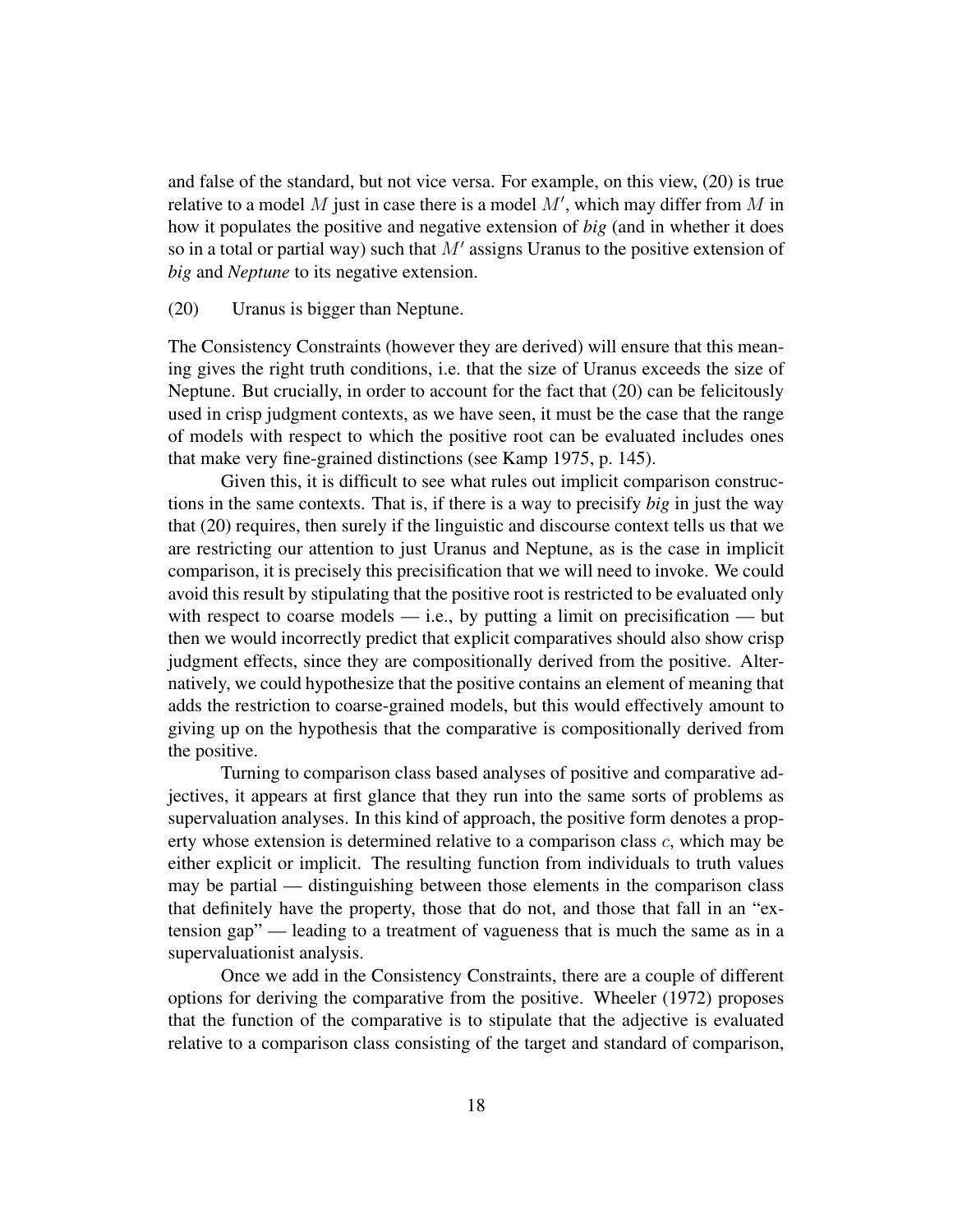and false of the standard, but not vice versa. For example, on this view, (20) is true relative to a model $M$ just in case there is a model $M'$, which may differ from $M$ in how it populates the positive and negative extension of *big* (and in whether it does so in a total or partial way) such that $M'$ assigns Uranus to the positive extension of *big* and *Neptune* to its negative extension.

(20) Uranus is bigger than Neptune.

The Consistency Constraints (however they are derived) will ensure that this meaning gives the right truth conditions, i.e. that the size of Uranus exceeds the size of Neptune. But crucially, in order to account for the fact that (20) can be felicitously used in crisp judgment contexts, as we have seen, it must be the case that the range of models with respect to which the positive root can be evaluated includes ones that make very fine-grained distinctions (see Kamp 1975, p. 145).

Given this, it is difficult to see what rules out implicit comparison constructions in the same contexts. That is, if there is a way to precisify *big* in just the way that (20) requires, then surely if the linguistic and discourse context tells us that we are restricting our attention to just Uranus and Neptune, as is the case in implicit comparison, it is precisely this precisification that we will need to invoke. We could avoid this result by stipulating that the positive root is restricted to be evaluated only with respect to coarse models — i.e., by putting a limit on precisification — but then we would incorrectly predict that explicit comparatives should also show crisp judgment effects, since they are compositionally derived from the positive. Alternatively, we could hypothesize that the positive contains an element of meaning that adds the restriction to coarse-grained models, but this would effectively amount to giving up on the hypothesis that the comparative is compositionally derived from the positive.

Turning to comparison class based analyses of positive and comparative adjectives, it appears at first glance that they run into the same sorts of problems as supervaluation analyses. In this kind of approach, the positive form denotes a property whose extension is determined relative to a comparison class $c$, which may be either explicit or implicit. The resulting function from individuals to truth values may be partial — distinguishing between those elements in the comparison class that definitely have the property, those that do not, and those that fall in an "extension gap" — leading to a treatment of vagueness that is much the same as in a supervaluationist analysis.

Once we add in the Consistency Constraints, there are a couple of different options for deriving the comparative from the positive. Wheeler (1972) proposes that the function of the comparative is to stipulate that the adjective is evaluated relative to a comparison class consisting of the target and standard of comparison,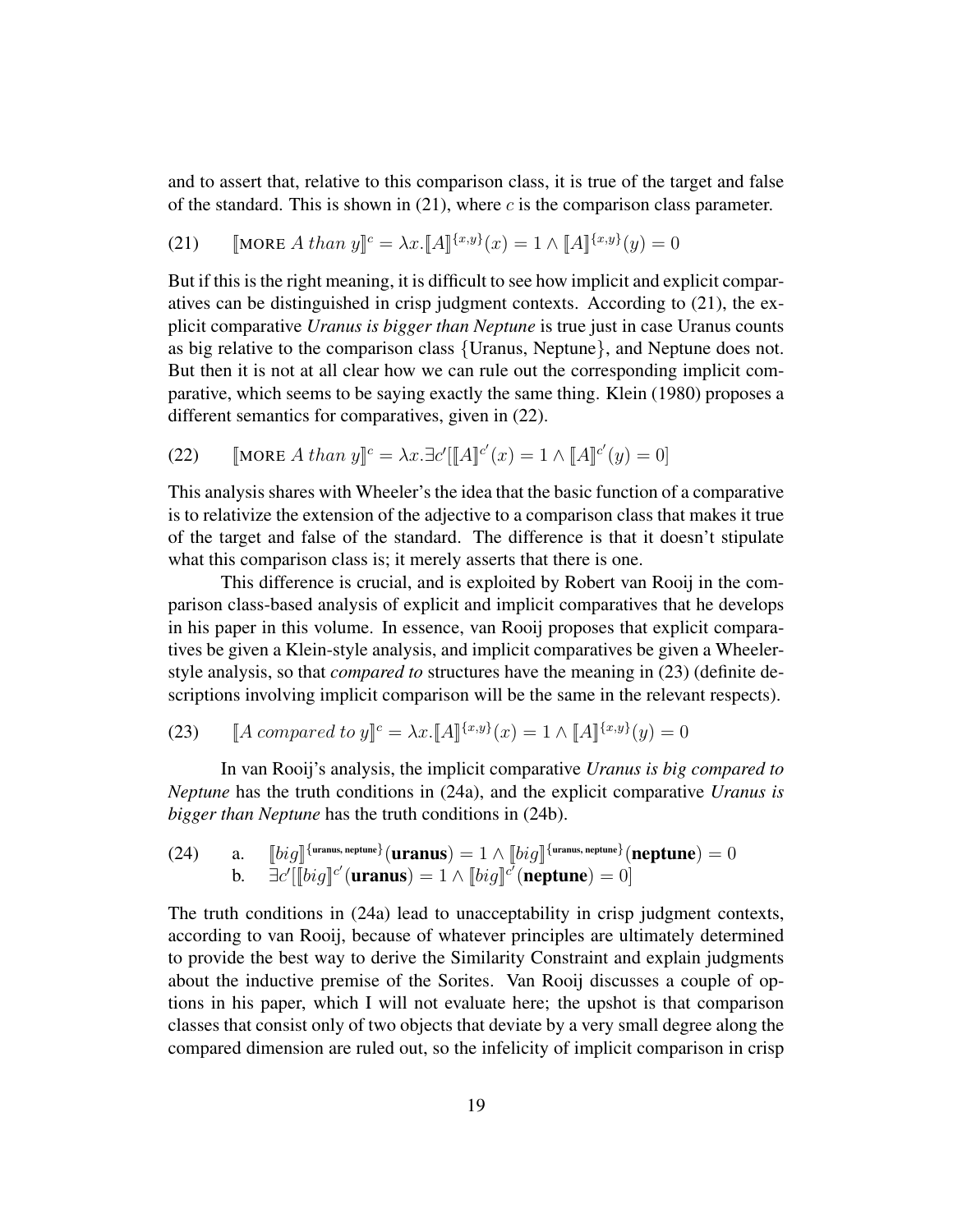and to assert that, relative to this comparison class, it is true of the target and false of the standard. This is shown in (21), where $c$ is the comparison class parameter.

(21) $[\![\text{MORE } A \textit{ than } y]\!]^c = \lambda x.[\![A]\!]^{\{x,y\}}(x) = 1 \wedge [\![A]\!]^{\{x,y\}}(y) = 0$

But if this is the right meaning, it is difficult to see how implicit and explicit comparatives can be distinguished in crisp judgment contexts. According to (21), the explicit comparative *Uranus is bigger than Neptune* is true just in case Uranus counts as big relative to the comparison class {Uranus, Neptune}, and Neptune does not. But then it is not at all clear how we can rule out the corresponding implicit comparative, which seems to be saying exactly the same thing. Klein (1980) proposes a different semantics for comparatives, given in (22).

(22) $[\![\text{MORE } A \textit{ than } y]\!]^c = \lambda x.\exists c'[[\![A]\!]^{c'}(x) = 1 \wedge [\![A]\!]^{c'}(y) = 0]$

This analysis shares with Wheeler's the idea that the basic function of a comparative is to relativize the extension of the adjective to a comparison class that makes it true of the target and false of the standard. The difference is that it doesn't stipulate what this comparison class is; it merely asserts that there is one.

This difference is crucial, and is exploited by Robert van Rooij in the comparison class-based analysis of explicit and implicit comparatives that he develops in his paper in this volume. In essence, van Rooij proposes that explicit comparatives be given a Klein-style analysis, and implicit comparatives be given a Wheeler-style analysis, so that *compared to* structures have the meaning in (23) (definite descriptions involving implicit comparison will be the same in the relevant respects).

(23) $[\![A \textit{ compared to } y]\!]^c = \lambda x.[\![A]\!]^{\{x,y\}}(x) = 1 \wedge [\![A]\!]^{\{x,y\}}(y) = 0$

In van Rooij's analysis, the implicit comparative *Uranus is big compared to Neptune* has the truth conditions in (24a), and the explicit comparative *Uranus is bigger than Neptune* has the truth conditions in (24b).

(24) a. $[\![big]\!]^{\{\text{uranus, neptune}\}}(\mathbf{uranus}) = 1 \wedge [\![big]\!]^{\{\text{uranus, neptune}\}}(\mathbf{neptune}) = 0$
b. $\exists c'[[\![big]\!]^{c'}(\mathbf{uranus}) = 1 \wedge [\![big]\!]^{c'}(\mathbf{neptune}) = 0]$

The truth conditions in (24a) lead to unacceptability in crisp judgment contexts, according to van Rooij, because of whatever principles are ultimately determined to provide the best way to derive the Similarity Constraint and explain judgments about the inductive premise of the Sorites. Van Rooij discusses a couple of options in his paper, which I will not evaluate here; the upshot is that comparison classes that consist only of two objects that deviate by a very small degree along the compared dimension are ruled out, so the infelicity of implicit comparison in crisp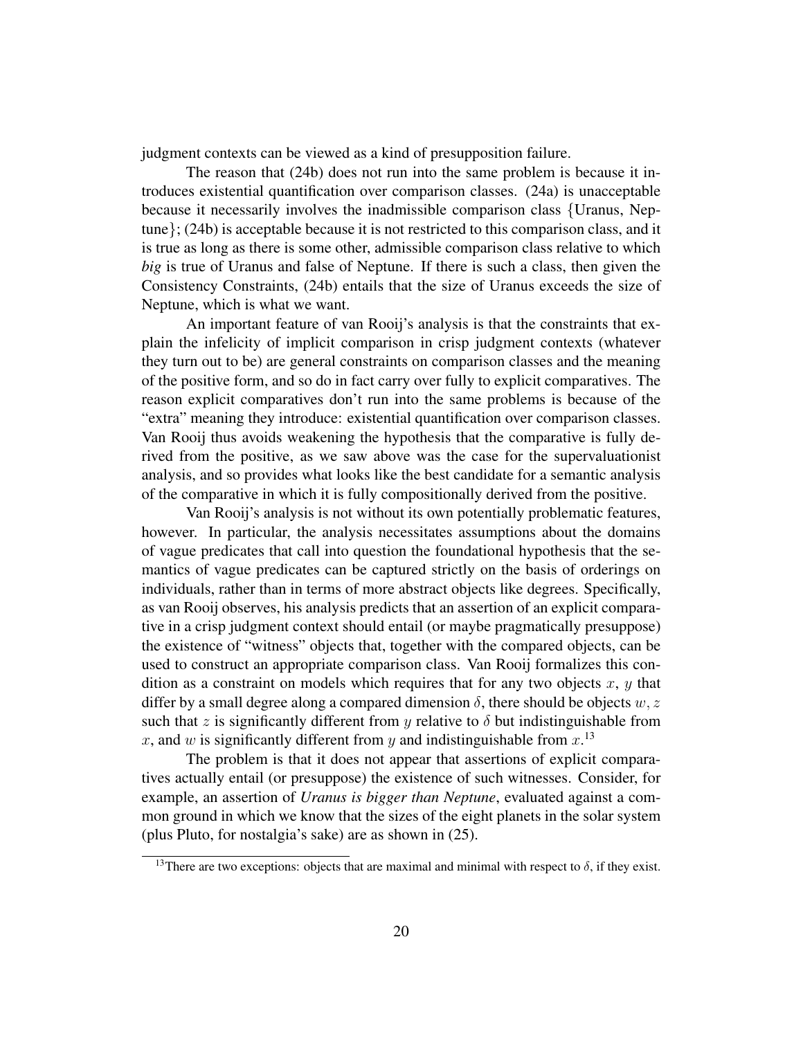judgment contexts can be viewed as a kind of presupposition failure.

The reason that (24b) does not run into the same problem is because it introduces existential quantification over comparison classes. (24a) is unacceptable because it necessarily involves the inadmissible comparison class {Uranus, Neptune}; (24b) is acceptable because it is not restricted to this comparison class, and it is true as long as there is some other, admissible comparison class relative to which *big* is true of Uranus and false of Neptune. If there is such a class, then given the Consistency Constraints, (24b) entails that the size of Uranus exceeds the size of Neptune, which is what we want.

An important feature of van Rooij's analysis is that the constraints that explain the infelicity of implicit comparison in crisp judgment contexts (whatever they turn out to be) are general constraints on comparison classes and the meaning of the positive form, and so do in fact carry over fully to explicit comparatives. The reason explicit comparatives don't run into the same problems is because of the "extra" meaning they introduce: existential quantification over comparison classes. Van Rooij thus avoids weakening the hypothesis that the comparative is fully derived from the positive, as we saw above was the case for the supervaluationist analysis, and so provides what looks like the best candidate for a semantic analysis of the comparative in which it is fully compositionally derived from the positive.

Van Rooij's analysis is not without its own potentially problematic features, however. In particular, the analysis necessitates assumptions about the domains of vague predicates that call into question the foundational hypothesis that the semantics of vague predicates can be captured strictly on the basis of orderings on individuals, rather than in terms of more abstract objects like degrees. Specifically, as van Rooij observes, his analysis predicts that an assertion of an explicit comparative in a crisp judgment context should entail (or maybe pragmatically presuppose) the existence of "witness" objects that, together with the compared objects, can be used to construct an appropriate comparison class. Van Rooij formalizes this condition as a constraint on models which requires that for any two objects $x$, $y$ that differ by a small degree along a compared dimension $\delta$, there should be objects $w, z$ such that $z$ is significantly different from $y$ relative to $\delta$ but indistinguishable from $x$, and $w$ is significantly different from $y$ and indistinguishable from $x$.[13]

The problem is that it does not appear that assertions of explicit comparatives actually entail (or presuppose) the existence of such witnesses. Consider, for example, an assertion of *Uranus is bigger than Neptune*, evaluated against a common ground in which we know that the sizes of the eight planets in the solar system (plus Pluto, for nostalgia's sake) are as shown in (25).

[13] There are two exceptions: objects that are maximal and minimal with respect to $\delta$, if they exist.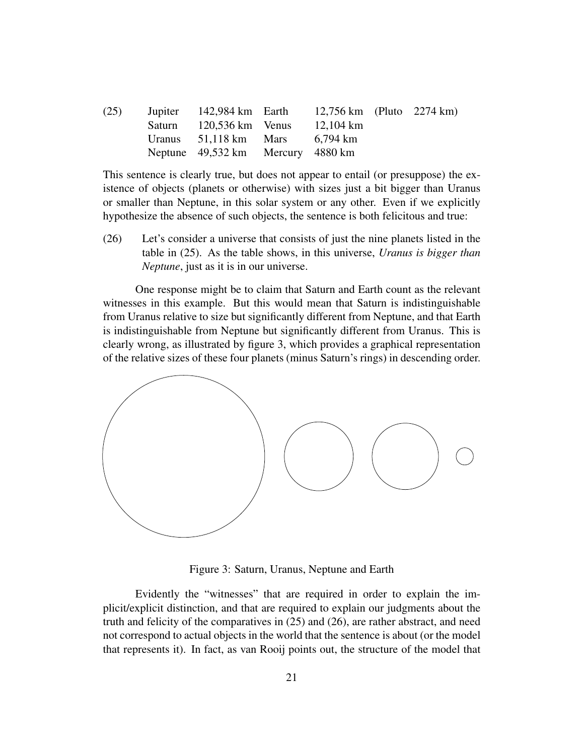(25)

| Jupiter | 142,984 km | Earth | 12,756 km | (Pluto | 2274 km) |
|---|---|---|---|---|---|
| Saturn | 120,536 km | Venus | 12,104 km | | |
| Uranus | 51,118 km | Mars | 6,794 km | | |
| Neptune | 49,532 km | Mercury | 4880 km | | |

This sentence is clearly true, but does not appear to entail (or presuppose) the existence of objects (planets or otherwise) with sizes just a bit bigger than Uranus or smaller than Neptune, in this solar system or any other. Even if we explicitly hypothesize the absence of such objects, the sentence is both felicitous and true:

(26) Let's consider a universe that consists of just the nine planets listed in the table in (25). As the table shows, in this universe, *Uranus is bigger than Neptune*, just as it is in our universe.

One response might be to claim that Saturn and Earth count as the relevant witnesses in this example. But this would mean that Saturn is indistinguishable from Uranus relative to size but significantly different from Neptune, and that Earth is indistinguishable from Neptune but significantly different from Uranus. This is clearly wrong, as illustrated by figure 3, which provides a graphical representation of the relative sizes of these four planets (minus Saturn's rings) in descending order.

Figure 3: Saturn, Uranus, Neptune and Earth

Evidently the "witnesses" that are required in order to explain the implicit/explicit distinction, and that are required to explain our judgments about the truth and felicity of the comparatives in (25) and (26), are rather abstract, and need not correspond to actual objects in the world that the sentence is about (or the model that represents it). In fact, as van Rooij points out, the structure of the model that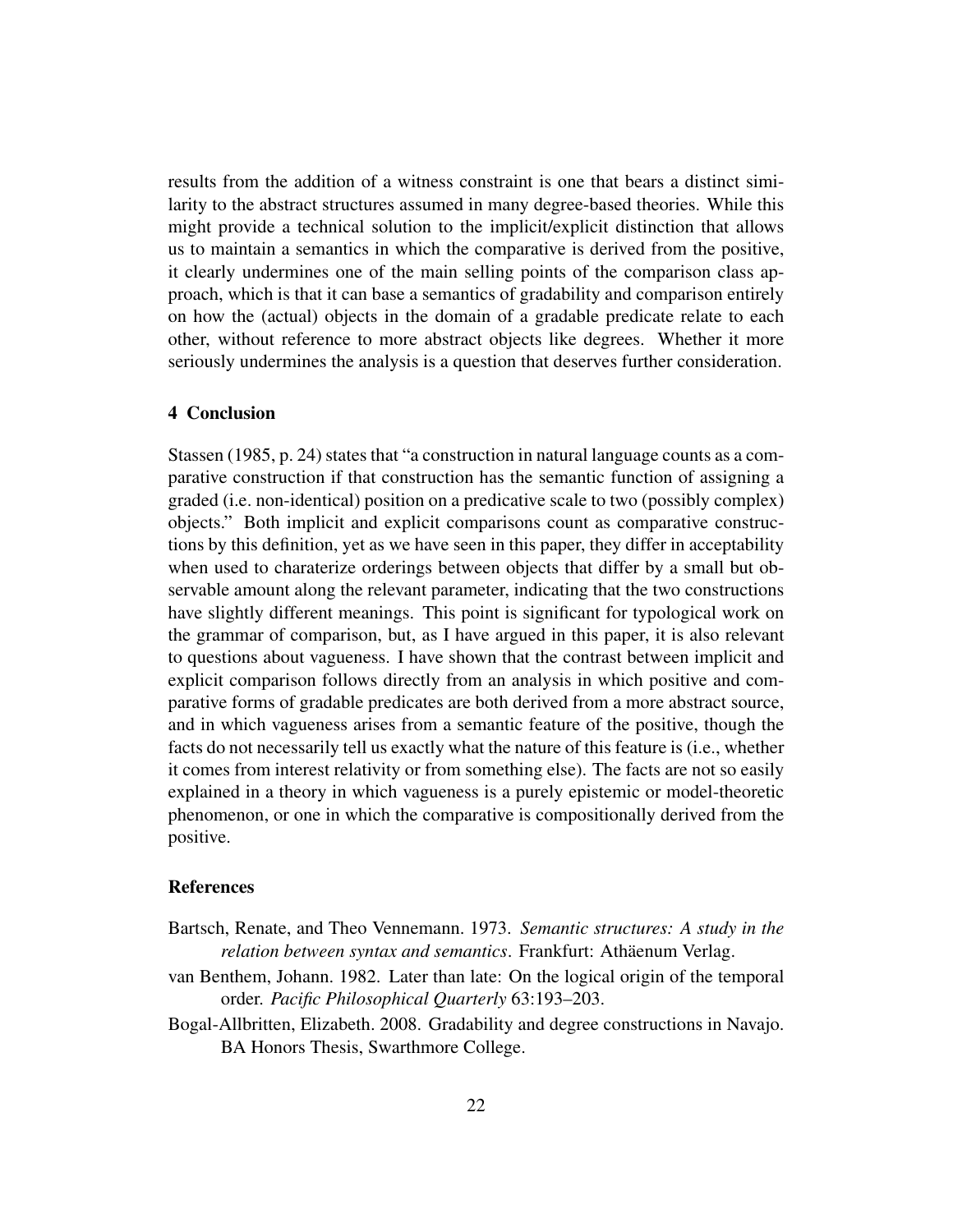results from the addition of a witness constraint is one that bears a distinct similarity to the abstract structures assumed in many degree-based theories. While this might provide a technical solution to the implicit/explicit distinction that allows us to maintain a semantics in which the comparative is derived from the positive, it clearly undermines one of the main selling points of the comparison class approach, which is that it can base a semantics of gradability and comparison entirely on how the (actual) objects in the domain of a gradable predicate relate to each other, without reference to more abstract objects like degrees. Whether it more seriously undermines the analysis is a question that deserves further consideration.

## 4 Conclusion

Stassen (1985, p. 24) states that "a construction in natural language counts as a comparative construction if that construction has the semantic function of assigning a graded (i.e. non-identical) position on a predicative scale to two (possibly complex) objects." Both implicit and explicit comparisons count as comparative constructions by this definition, yet as we have seen in this paper, they differ in acceptability when used to charaterize orderings between objects that differ by a small but observable amount along the relevant parameter, indicating that the two constructions have slightly different meanings. This point is significant for typological work on the grammar of comparison, but, as I have argued in this paper, it is also relevant to questions about vagueness. I have shown that the contrast between implicit and explicit comparison follows directly from an analysis in which positive and comparative forms of gradable predicates are both derived from a more abstract source, and in which vagueness arises from a semantic feature of the positive, though the facts do not necessarily tell us exactly what the nature of this feature is (i.e., whether it comes from interest relativity or from something else). The facts are not so easily explained in a theory in which vagueness is a purely epistemic or model-theoretic phenomenon, or one in which the comparative is compositionally derived from the positive.

## References

Bartsch, Renate, and Theo Vennemann. 1973. *Semantic structures: A study in the relation between syntax and semantics*. Frankfurt: Athäenum Verlag.

van Benthem, Johann. 1982. Later than late: On the logical origin of the temporal order. *Pacific Philosophical Quarterly* 63:193–203.

Bogal-Allbritten, Elizabeth. 2008. Gradability and degree constructions in Navajo. BA Honors Thesis, Swarthmore College.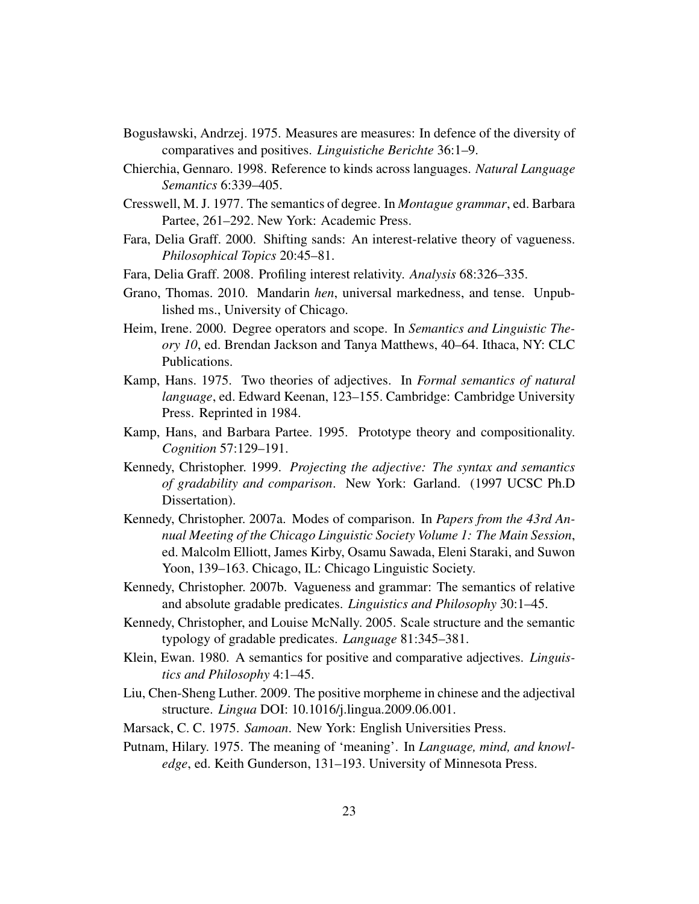Bogusławski, Andrzej. 1975. Measures are measures: In defence of the diversity of comparatives and positives. *Linguistiche Berichte* 36:1–9.

Chierchia, Gennaro. 1998. Reference to kinds across languages. *Natural Language Semantics* 6:339–405.

Cresswell, M. J. 1977. The semantics of degree. In *Montague grammar*, ed. Barbara Partee, 261–292. New York: Academic Press.

Fara, Delia Graff. 2000. Shifting sands: An interest-relative theory of vagueness. *Philosophical Topics* 20:45–81.

Fara, Delia Graff. 2008. Profiling interest relativity. *Analysis* 68:326–335.

Grano, Thomas. 2010. Mandarin *hen*, universal markedness, and tense. Unpublished ms., University of Chicago.

Heim, Irene. 2000. Degree operators and scope. In *Semantics and Linguistic Theory 10*, ed. Brendan Jackson and Tanya Matthews, 40–64. Ithaca, NY: CLC Publications.

Kamp, Hans. 1975. Two theories of adjectives. In *Formal semantics of natural language*, ed. Edward Keenan, 123–155. Cambridge: Cambridge University Press. Reprinted in 1984.

Kamp, Hans, and Barbara Partee. 1995. Prototype theory and compositionality. *Cognition* 57:129–191.

Kennedy, Christopher. 1999. *Projecting the adjective: The syntax and semantics of gradability and comparison*. New York: Garland. (1997 UCSC Ph.D Dissertation).

Kennedy, Christopher. 2007a. Modes of comparison. In *Papers from the 43rd Annual Meeting of the Chicago Linguistic Society Volume 1: The Main Session*, ed. Malcolm Elliott, James Kirby, Osamu Sawada, Eleni Staraki, and Suwon Yoon, 139–163. Chicago, IL: Chicago Linguistic Society.

Kennedy, Christopher. 2007b. Vagueness and grammar: The semantics of relative and absolute gradable predicates. *Linguistics and Philosophy* 30:1–45.

Kennedy, Christopher, and Louise McNally. 2005. Scale structure and the semantic typology of gradable predicates. *Language* 81:345–381.

Klein, Ewan. 1980. A semantics for positive and comparative adjectives. *Linguistics and Philosophy* 4:1–45.

Liu, Chen-Sheng Luther. 2009. The positive morpheme in chinese and the adjectival structure. *Lingua* DOI: 10.1016/j.lingua.2009.06.001.

Marsack, C. C. 1975. *Samoan*. New York: English Universities Press.

Putnam, Hilary. 1975. The meaning of 'meaning'. In *Language, mind, and knowledge*, ed. Keith Gunderson, 131–193. University of Minnesota Press.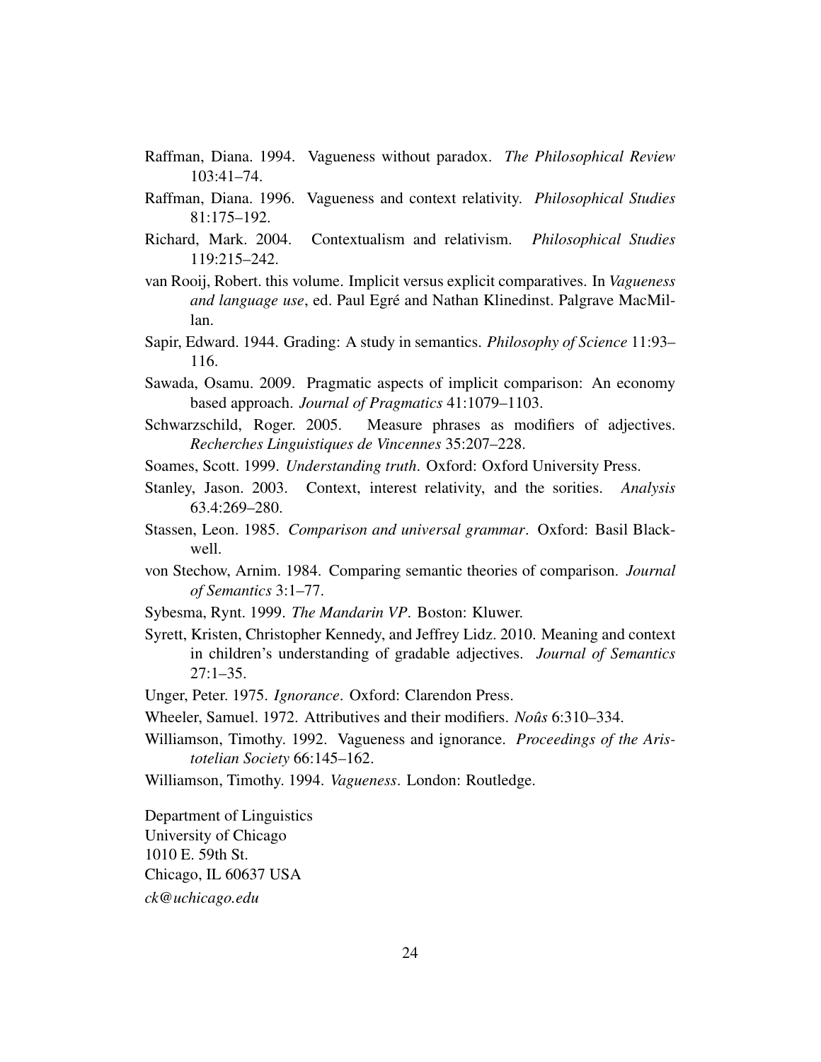Raffman, Diana. 1994. Vagueness without paradox. *The Philosophical Review* 103:41–74.

Raffman, Diana. 1996. Vagueness and context relativity. *Philosophical Studies* 81:175–192.

Richard, Mark. 2004. Contextualism and relativism. *Philosophical Studies* 119:215–242.

van Rooij, Robert. this volume. Implicit versus explicit comparatives. In *Vagueness and language use*, ed. Paul Egré and Nathan Klinedinst. Palgrave MacMillan.

Sapir, Edward. 1944. Grading: A study in semantics. *Philosophy of Science* 11:93–116.

Sawada, Osamu. 2009. Pragmatic aspects of implicit comparison: An economy based approach. *Journal of Pragmatics* 41:1079–1103.

Schwarzschild, Roger. 2005. Measure phrases as modifiers of adjectives. *Recherches Linguistiques de Vincennes* 35:207–228.

Soames, Scott. 1999. *Understanding truth*. Oxford: Oxford University Press.

Stanley, Jason. 2003. Context, interest relativity, and the sorities. *Analysis* 63.4:269–280.

Stassen, Leon. 1985. *Comparison and universal grammar*. Oxford: Basil Blackwell.

von Stechow, Arnim. 1984. Comparing semantic theories of comparison. *Journal of Semantics* 3:1–77.

Sybesma, Rynt. 1999. *The Mandarin VP*. Boston: Kluwer.

Syrett, Kristen, Christopher Kennedy, and Jeffrey Lidz. 2010. Meaning and context in children's understanding of gradable adjectives. *Journal of Semantics* 27:1–35.

Unger, Peter. 1975. *Ignorance*. Oxford: Clarendon Press.

Wheeler, Samuel. 1972. Attributives and their modifiers. *Noûs* 6:310–334.

Williamson, Timothy. 1992. Vagueness and ignorance. *Proceedings of the Aristotelian Society* 66:145–162.

Williamson, Timothy. 1994. *Vagueness*. London: Routledge.

Department of Linguistics
University of Chicago
1010 E. 59th St.
Chicago, IL 60637 USA
*ck@uchicago.edu*